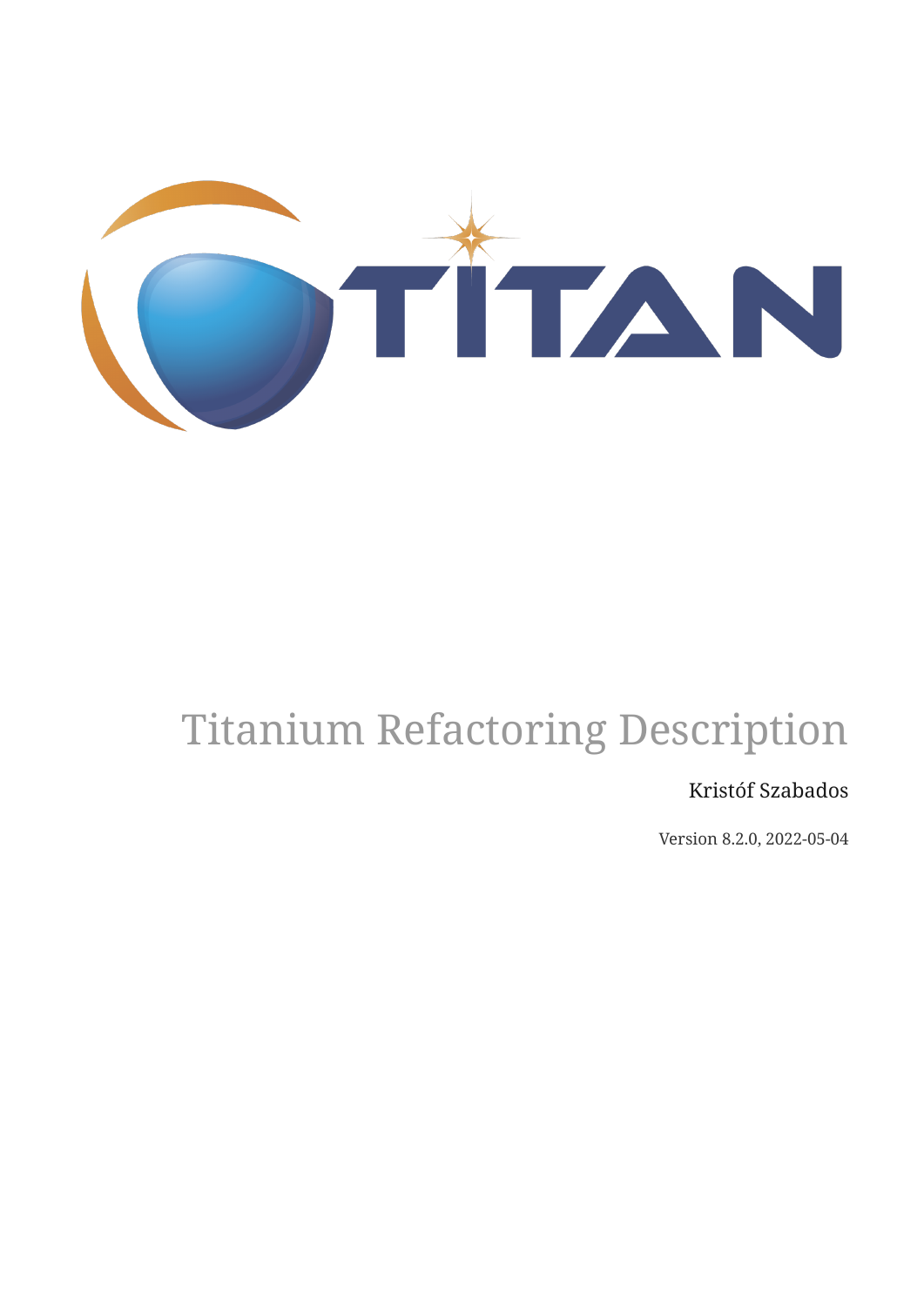# Titanium Refactoring Description

Kristóf Szabados

Version 8.2.0, 2022-05-04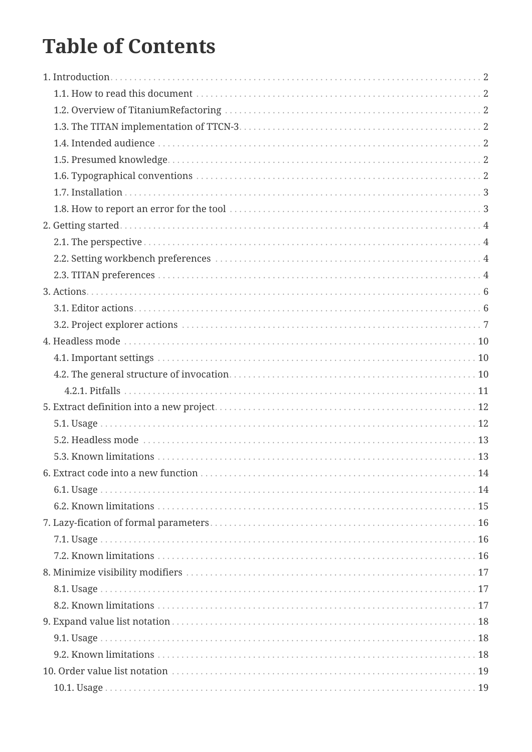# Table of Contents

- 1. Introduction . . . 2
  - 1.1. How to read this document . . . 2
  - 1.2. Overview of TitaniumRefactoring . . . 2
  - 1.3. The TITAN implementation of TTCN-3 . . . 2
  - 1.4. Intended audience . . . 2
  - 1.5. Presumed knowledge . . . 2
  - 1.6. Typographical conventions . . . 2
  - 1.7. Installation . . . 3
  - 1.8. How to report an error for the tool . . . 3
- 2. Getting started . . . 4
  - 2.1. The perspective . . . 4
  - 2.2. Setting workbench preferences . . . 4
  - 2.3. TITAN preferences . . . 4
- 3. Actions . . . 6
  - 3.1. Editor actions . . . 6
  - 3.2. Project explorer actions . . . 7
- 4. Headless mode . . . 10
  - 4.1. Important settings . . . 10
  - 4.2. The general structure of invocation . . . 10
    - 4.2.1. Pitfalls . . . 11
- 5. Extract definition into a new project . . . 12
  - 5.1. Usage . . . 12
  - 5.2. Headless mode . . . 13
  - 5.3. Known limitations . . . 13
- 6. Extract code into a new function . . . 14
  - 6.1. Usage . . . 14
  - 6.2. Known limitations . . . 15
- 7. Lazy-fication of formal parameters . . . 16
  - 7.1. Usage . . . 16
  - 7.2. Known limitations . . . 16
- 8. Minimize visibility modifiers . . . 17
  - 8.1. Usage . . . 17
  - 8.2. Known limitations . . . 17
- 9. Expand value list notation . . . 18
  - 9.1. Usage . . . 18
  - 9.2. Known limitations . . . 18
- 10. Order value list notation . . . 19
  - 10.1. Usage . . . 19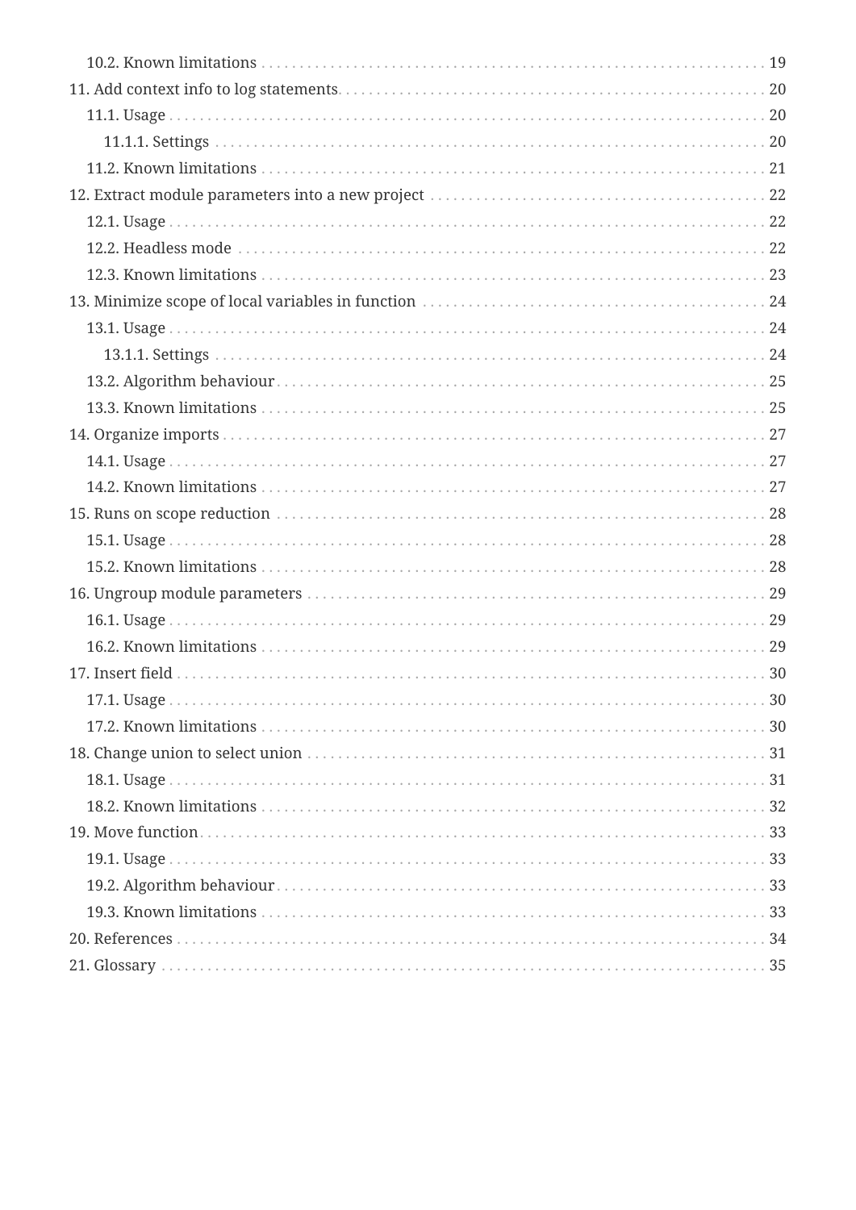- 10.2. Known limitations ... 19
- 11. Add context info to log statements ... 20
  - 11.1. Usage ... 20
    - 11.1.1. Settings ... 20
  - 11.2. Known limitations ... 21
- 12. Extract module parameters into a new project ... 22
  - 12.1. Usage ... 22
  - 12.2. Headless mode ... 22
  - 12.3. Known limitations ... 23
- 13. Minimize scope of local variables in function ... 24
  - 13.1. Usage ... 24
    - 13.1.1. Settings ... 24
  - 13.2. Algorithm behaviour ... 25
  - 13.3. Known limitations ... 25
- 14. Organize imports ... 27
  - 14.1. Usage ... 27
  - 14.2. Known limitations ... 27
- 15. Runs on scope reduction ... 28
  - 15.1. Usage ... 28
  - 15.2. Known limitations ... 28
- 16. Ungroup module parameters ... 29
  - 16.1. Usage ... 29
  - 16.2. Known limitations ... 29
- 17. Insert field ... 30
  - 17.1. Usage ... 30
  - 17.2. Known limitations ... 30
- 18. Change union to select union ... 31
  - 18.1. Usage ... 31
  - 18.2. Known limitations ... 32
- 19. Move function ... 33
  - 19.1. Usage ... 33
  - 19.2. Algorithm behaviour ... 33
  - 19.3. Known limitations ... 33
- 20. References ... 34
- 21. Glossary ... 35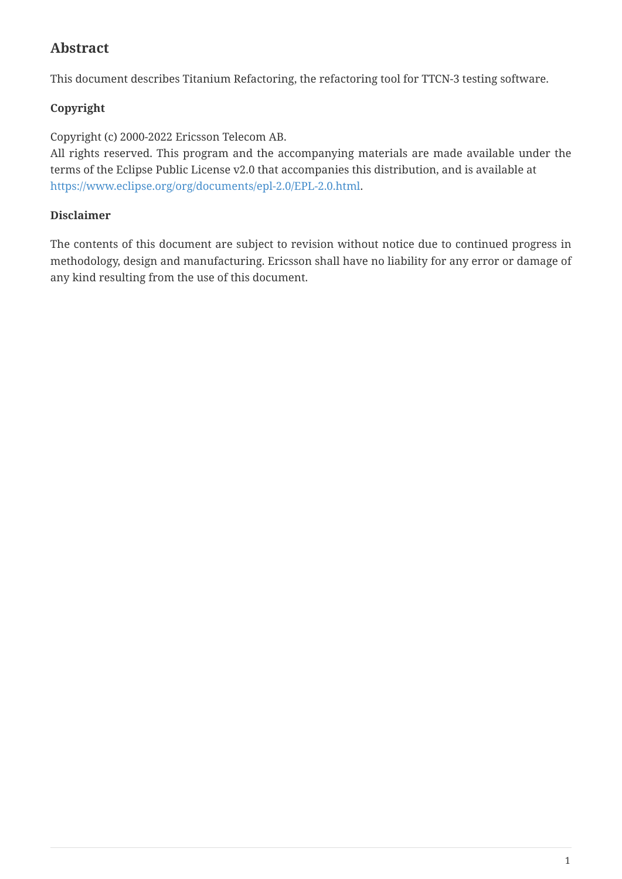## Abstract

This document describes Titanium Refactoring, the refactoring tool for TTCN-3 testing software.

### Copyright

Copyright (c) 2000-2022 Ericsson Telecom AB.
All rights reserved. This program and the accompanying materials are made available under the terms of the Eclipse Public License v2.0 that accompanies this distribution, and is available at https://www.eclipse.org/org/documents/epl-2.0/EPL-2.0.html.

### Disclaimer

The contents of this document are subject to revision without notice due to continued progress in methodology, design and manufacturing. Ericsson shall have no liability for any error or damage of any kind resulting from the use of this document.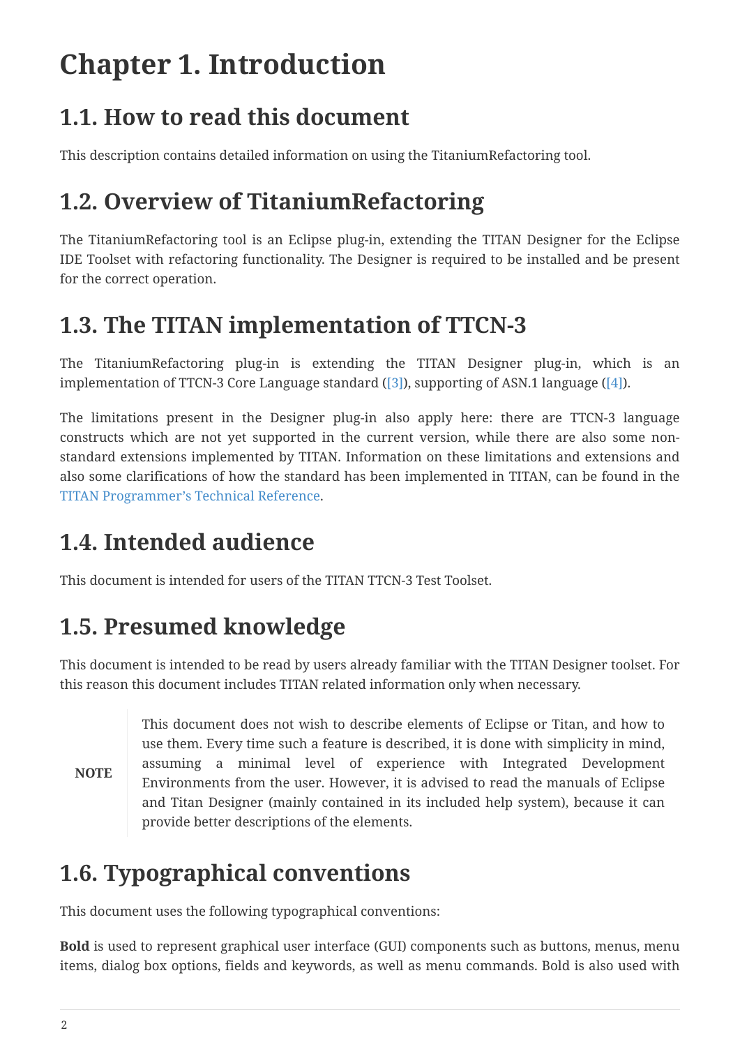# Chapter 1. Introduction

## 1.1. How to read this document

This description contains detailed information on using the TitaniumRefactoring tool.

## 1.2. Overview of TitaniumRefactoring

The TitaniumRefactoring tool is an Eclipse plug-in, extending the TITAN Designer for the Eclipse IDE Toolset with refactoring functionality. The Designer is required to be installed and be present for the correct operation.

## 1.3. The TITAN implementation of TTCN-3

The TitaniumRefactoring plug-in is extending the TITAN Designer plug-in, which is an implementation of TTCN-3 Core Language standard ([3]), supporting of ASN.1 language ([4]).

The limitations present in the Designer plug-in also apply here: there are TTCN-3 language constructs which are not yet supported in the current version, while there are also some non-standard extensions implemented by TITAN. Information on these limitations and extensions and also some clarifications of how the standard has been implemented in TITAN, can be found in the TITAN Programmer's Technical Reference.

## 1.4. Intended audience

This document is intended for users of the TITAN TTCN-3 Test Toolset.

## 1.5. Presumed knowledge

This document is intended to be read by users already familiar with the TITAN Designer toolset. For this reason this document includes TITAN related information only when necessary.

> **NOTE** This document does not wish to describe elements of Eclipse or Titan, and how to use them. Every time such a feature is described, it is done with simplicity in mind, assuming a minimal level of experience with Integrated Development Environments from the user. However, it is advised to read the manuals of Eclipse and Titan Designer (mainly contained in its included help system), because it can provide better descriptions of the elements.

## 1.6. Typographical conventions

This document uses the following typographical conventions:

**Bold** is used to represent graphical user interface (GUI) components such as buttons, menus, menu items, dialog box options, fields and keywords, as well as menu commands. Bold is also used with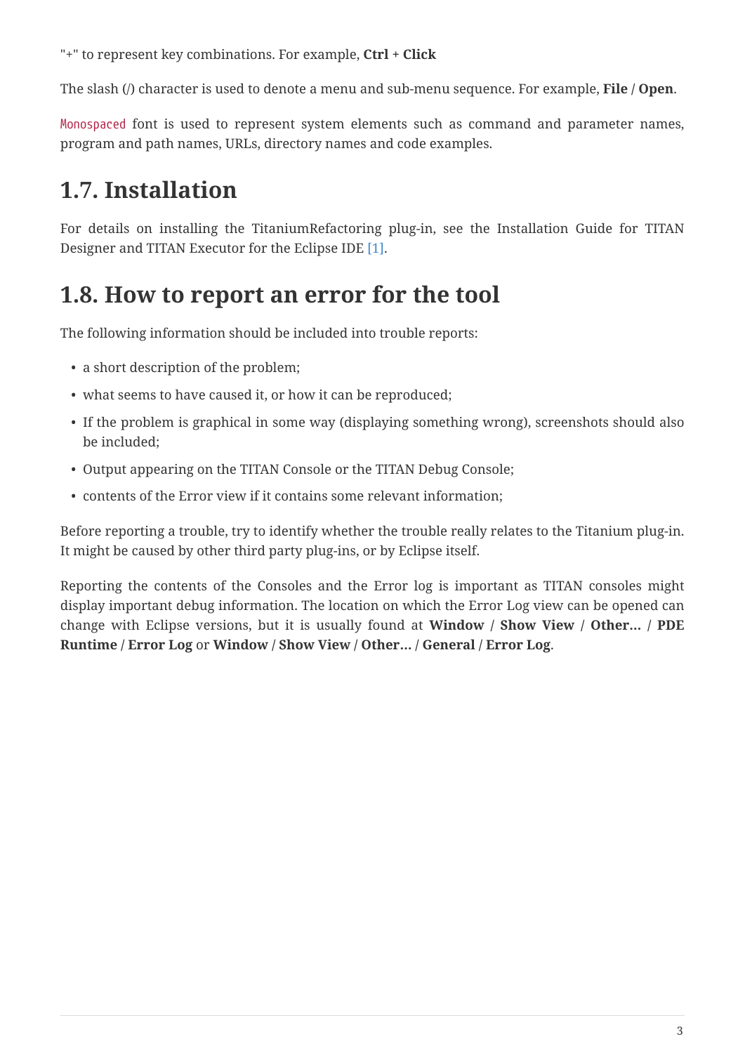"+" to represent key combinations. For example, **Ctrl** + **Click**

The slash (/) character is used to denote a menu and sub-menu sequence. For example, **File / Open**.

`Monospaced` font is used to represent system elements such as command and parameter names, program and path names, URLs, directory names and code examples.

## 1.7. Installation

For details on installing the TitaniumRefactoring plug-in, see the Installation Guide for TITAN Designer and TITAN Executor for the Eclipse IDE [1].

## 1.8. How to report an error for the tool

The following information should be included into trouble reports:

- a short description of the problem;
- what seems to have caused it, or how it can be reproduced;
- If the problem is graphical in some way (displaying something wrong), screenshots should also be included;
- Output appearing on the TITAN Console or the TITAN Debug Console;
- contents of the Error view if it contains some relevant information;

Before reporting a trouble, try to identify whether the trouble really relates to the Titanium plug-in. It might be caused by other third party plug-ins, or by Eclipse itself.

Reporting the contents of the Consoles and the Error log is important as TITAN consoles might display important debug information. The location on which the Error Log view can be opened can change with Eclipse versions, but it is usually found at **Window / Show View / Other… / PDE Runtime / Error Log** or **Window / Show View / Other… / General / Error Log**.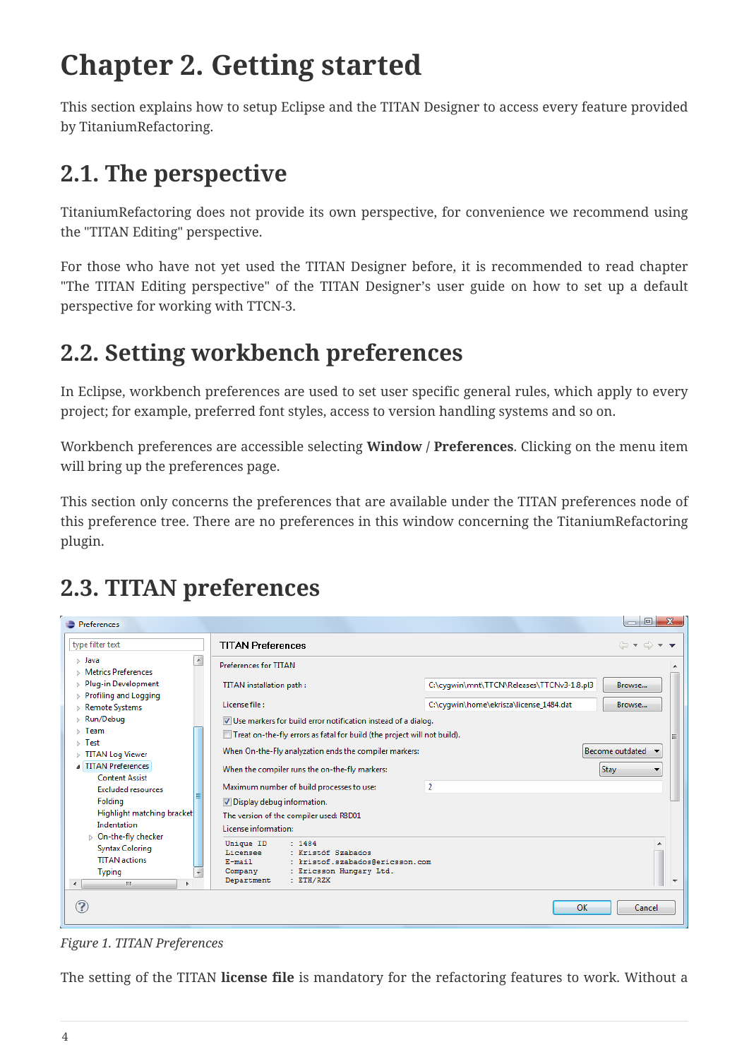# Chapter 2. Getting started

This section explains how to setup Eclipse and the TITAN Designer to access every feature provided by TitaniumRefactoring.

## 2.1. The perspective

TitaniumRefactoring does not provide its own perspective, for convenience we recommend using the "TITAN Editing" perspective.

For those who have not yet used the TITAN Designer before, it is recommended to read chapter "The TITAN Editing perspective" of the TITAN Designer's user guide on how to set up a default perspective for working with TTCN-3.

## 2.2. Setting workbench preferences

In Eclipse, workbench preferences are used to set user specific general rules, which apply to every project; for example, preferred font styles, access to version handling systems and so on.

Workbench preferences are accessible selecting **Window** / **Preferences**. Clicking on the menu item will bring up the preferences page.

This section only concerns the preferences that are available under the TITAN preferences node of this preference tree. There are no preferences in this window concerning the TitaniumRefactoring plugin.

## 2.3. TITAN preferences

*Figure 1. TITAN Preferences*

The setting of the TITAN **license file** is mandatory for the refactoring features to work. Without a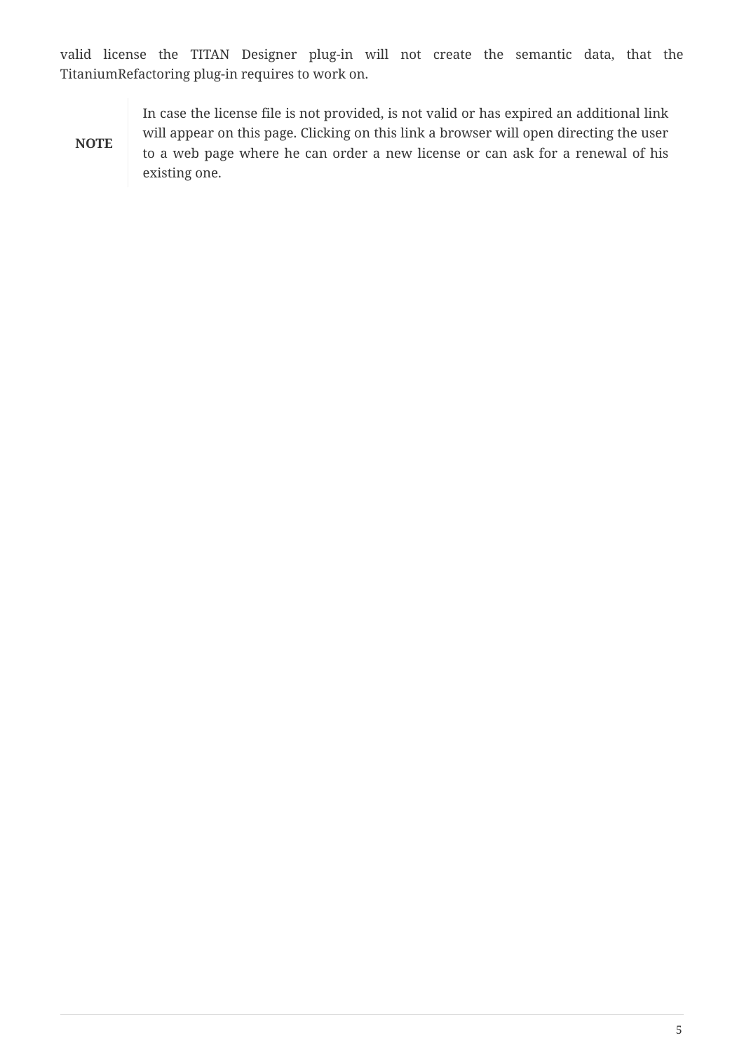valid license the TITAN Designer plug-in will not create the semantic data, that the TitaniumRefactoring plug-in requires to work on.

| NOTE | In case the license file is not provided, is not valid or has expired an additional link will appear on this page. Clicking on this link a browser will open directing the user to a web page where he can order a new license or can ask for a renewal of his existing one. |
| --- | --- |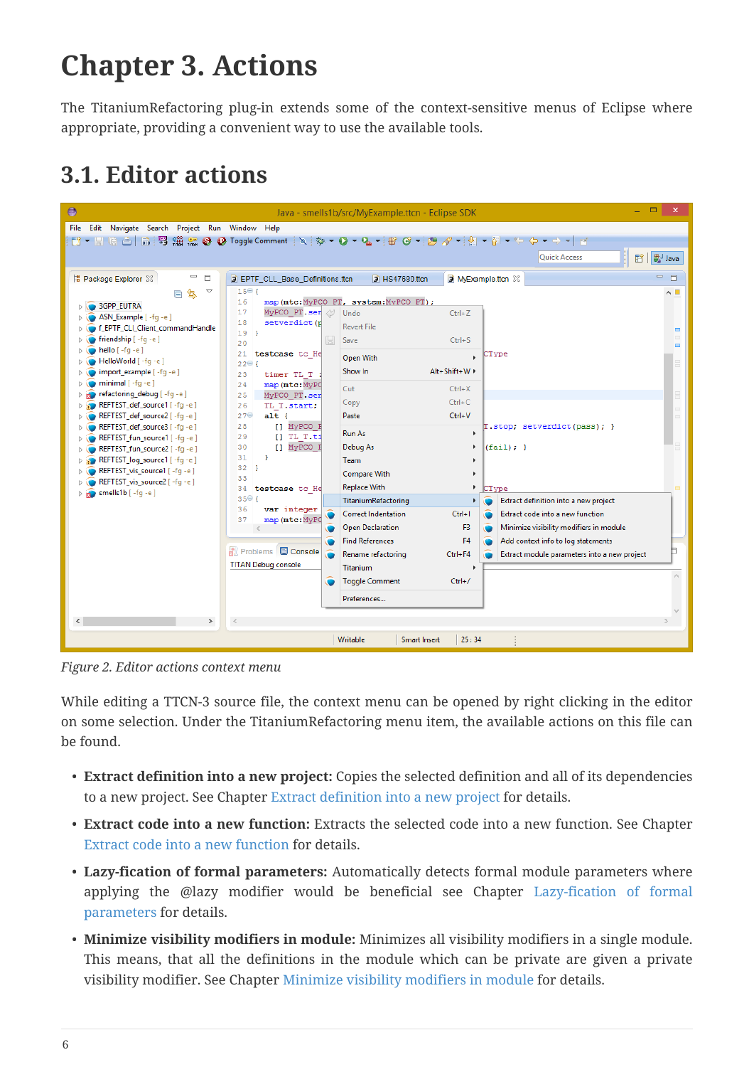# Chapter 3. Actions

The TitaniumRefactoring plug-in extends some of the context-sensitive menus of Eclipse where appropriate, providing a convenient way to use the available tools.

## 3.1. Editor actions

*Figure 2. Editor actions context menu*

While editing a TTCN-3 source file, the context menu can be opened by right clicking in the editor on some selection. Under the TitaniumRefactoring menu item, the available actions on this file can be found.

- **Extract definition into a new project:** Copies the selected definition and all of its dependencies to a new project. See Chapter Extract definition into a new project for details.
- **Extract code into a new function:** Extracts the selected code into a new function. See Chapter Extract code into a new function for details.
- **Lazy-fication of formal parameters:** Automatically detects formal module parameters where applying the @lazy modifier would be beneficial see Chapter Lazy-fication of formal parameters for details.
- **Minimize visibility modifiers in module:** Minimizes all visibility modifiers in a single module. This means, that all the definitions in the module which can be private are given a private visibility modifier. See Chapter Minimize visibility modifiers in module for details.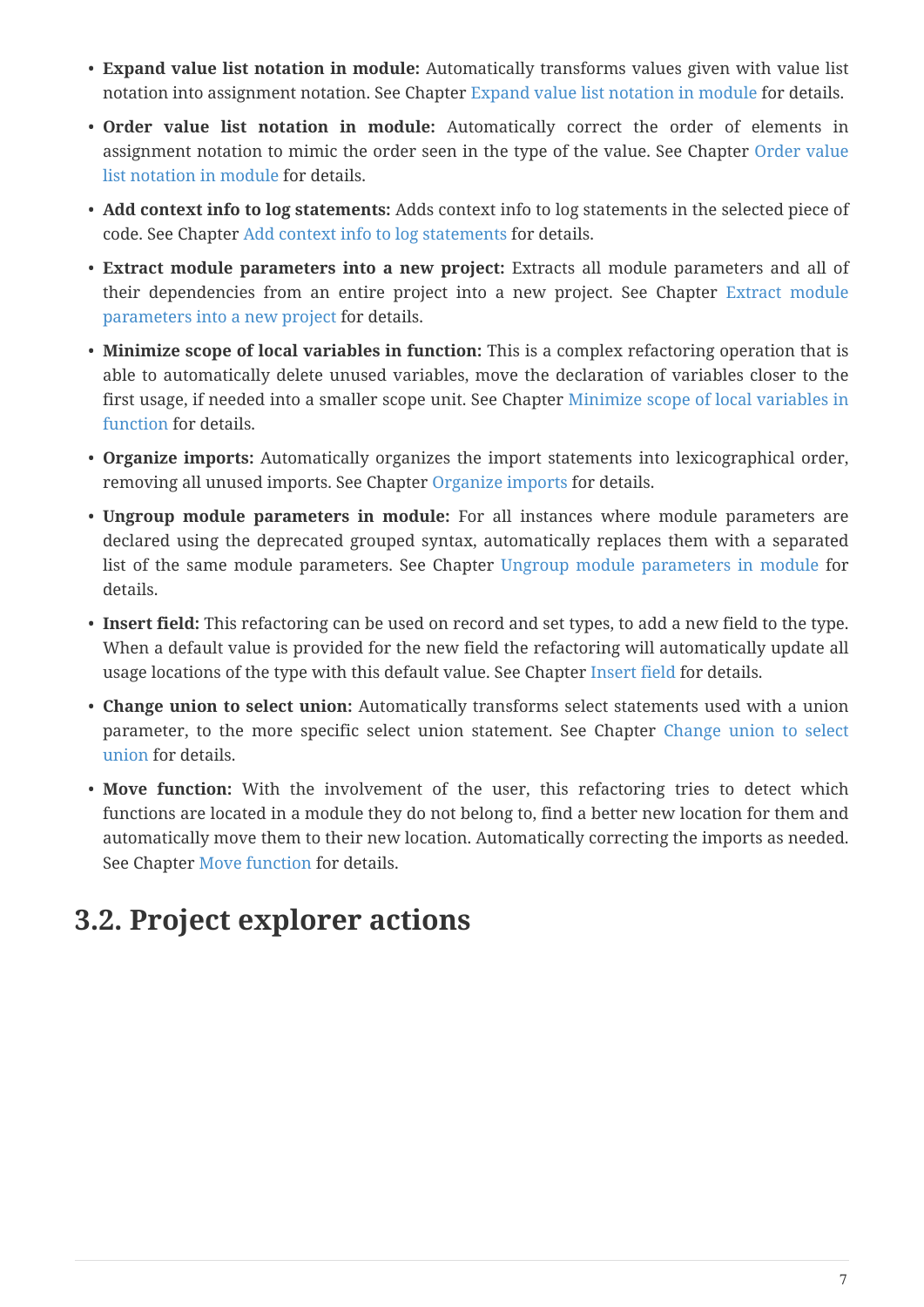- **Expand value list notation in module:** Automatically transforms values given with value list notation into assignment notation. See Chapter Expand value list notation in module for details.
- **Order value list notation in module:** Automatically correct the order of elements in assignment notation to mimic the order seen in the type of the value. See Chapter Order value list notation in module for details.
- **Add context info to log statements:** Adds context info to log statements in the selected piece of code. See Chapter Add context info to log statements for details.
- **Extract module parameters into a new project:** Extracts all module parameters and all of their dependencies from an entire project into a new project. See Chapter Extract module parameters into a new project for details.
- **Minimize scope of local variables in function:** This is a complex refactoring operation that is able to automatically delete unused variables, move the declaration of variables closer to the first usage, if needed into a smaller scope unit. See Chapter Minimize scope of local variables in function for details.
- **Organize imports:** Automatically organizes the import statements into lexicographical order, removing all unused imports. See Chapter Organize imports for details.
- **Ungroup module parameters in module:** For all instances where module parameters are declared using the deprecated grouped syntax, automatically replaces them with a separated list of the same module parameters. See Chapter Ungroup module parameters in module for details.
- **Insert field:** This refactoring can be used on record and set types, to add a new field to the type. When a default value is provided for the new field the refactoring will automatically update all usage locations of the type with this default value. See Chapter Insert field for details.
- **Change union to select union:** Automatically transforms select statements used with a union parameter, to the more specific select union statement. See Chapter Change union to select union for details.
- **Move function:** With the involvement of the user, this refactoring tries to detect which functions are located in a module they do not belong to, find a better new location for them and automatically move them to their new location. Automatically correcting the imports as needed. See Chapter Move function for details.

## 3.2. Project explorer actions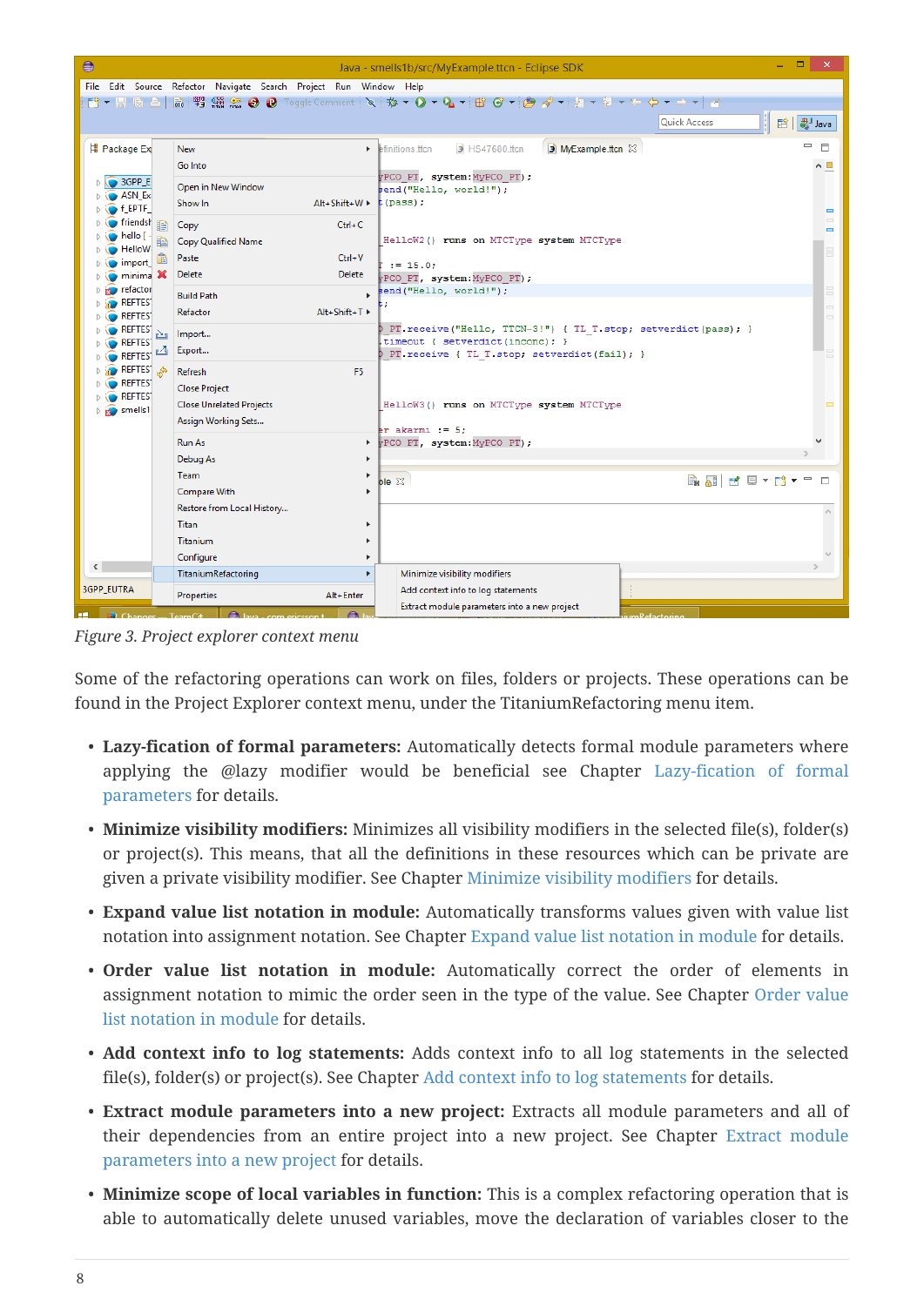*Figure 3. Project explorer context menu*

Some of the refactoring operations can work on files, folders or projects. These operations can be found in the Project Explorer context menu, under the TitaniumRefactoring menu item.

- **Lazy-fication of formal parameters:** Automatically detects formal module parameters where applying the @lazy modifier would be beneficial see Chapter Lazy-fication of formal parameters for details.
- **Minimize visibility modifiers:** Minimizes all visibility modifiers in the selected file(s), folder(s) or project(s). This means, that all the definitions in these resources which can be private are given a private visibility modifier. See Chapter Minimize visibility modifiers for details.
- **Expand value list notation in module:** Automatically transforms values given with value list notation into assignment notation. See Chapter Expand value list notation in module for details.
- **Order value list notation in module:** Automatically correct the order of elements in assignment notation to mimic the order seen in the type of the value. See Chapter Order value list notation in module for details.
- **Add context info to log statements:** Adds context info to all log statements in the selected file(s), folder(s) or project(s). See Chapter Add context info to log statements for details.
- **Extract module parameters into a new project:** Extracts all module parameters and all of their dependencies from an entire project into a new project. See Chapter Extract module parameters into a new project for details.
- **Minimize scope of local variables in function:** This is a complex refactoring operation that is able to automatically delete unused variables, move the declaration of variables closer to the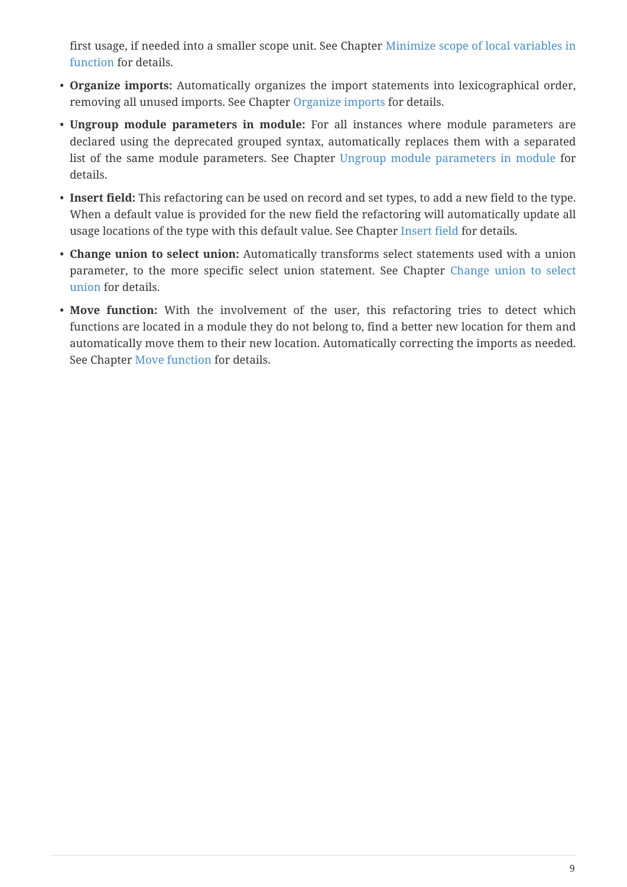first usage, if needed into a smaller scope unit. See Chapter Minimize scope of local variables in function for details.

- **Organize imports:** Automatically organizes the import statements into lexicographical order, removing all unused imports. See Chapter Organize imports for details.
- **Ungroup module parameters in module:** For all instances where module parameters are declared using the deprecated grouped syntax, automatically replaces them with a separated list of the same module parameters. See Chapter Ungroup module parameters in module for details.
- **Insert field:** This refactoring can be used on record and set types, to add a new field to the type. When a default value is provided for the new field the refactoring will automatically update all usage locations of the type with this default value. See Chapter Insert field for details.
- **Change union to select union:** Automatically transforms select statements used with a union parameter, to the more specific select union statement. See Chapter Change union to select union for details.
- **Move function:** With the involvement of the user, this refactoring tries to detect which functions are located in a module they do not belong to, find a better new location for them and automatically move them to their new location. Automatically correcting the imports as needed. See Chapter Move function for details.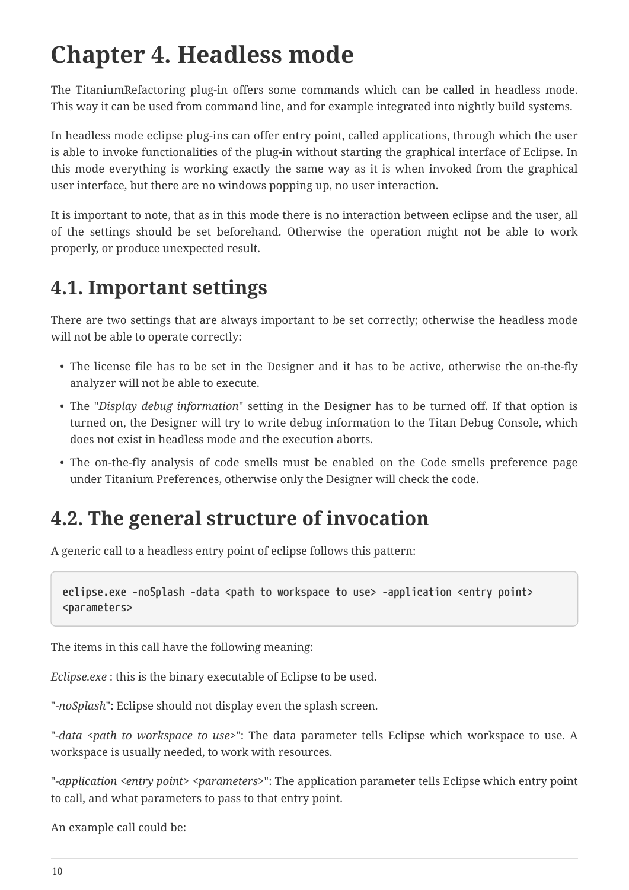# Chapter 4. Headless mode

The TitaniumRefactoring plug-in offers some commands which can be called in headless mode. This way it can be used from command line, and for example integrated into nightly build systems.

In headless mode eclipse plug-ins can offer entry point, called applications, through which the user is able to invoke functionalities of the plug-in without starting the graphical interface of Eclipse. In this mode everything is working exactly the same way as it is when invoked from the graphical user interface, but there are no windows popping up, no user interaction.

It is important to note, that as in this mode there is no interaction between eclipse and the user, all of the settings should be set beforehand. Otherwise the operation might not be able to work properly, or produce unexpected result.

## 4.1. Important settings

There are two settings that are always important to be set correctly; otherwise the headless mode will not be able to operate correctly:

- The license file has to be set in the Designer and it has to be active, otherwise the on-the-fly analyzer will not be able to execute.
- The "*Display debug information*" setting in the Designer has to be turned off. If that option is turned on, the Designer will try to write debug information to the Titan Debug Console, which does not exist in headless mode and the execution aborts.
- The on-the-fly analysis of code smells must be enabled on the Code smells preference page under Titanium Preferences, otherwise only the Designer will check the code.

## 4.2. The general structure of invocation

A generic call to a headless entry point of eclipse follows this pattern:

```
eclipse.exe -noSplash -data <path to workspace to use> -application <entry point>
<parameters>
```

The items in this call have the following meaning:

*Eclipse.exe* : this is the binary executable of Eclipse to be used.

"*-noSplash*": Eclipse should not display even the splash screen.

"*-data <path to workspace to use>*": The data parameter tells Eclipse which workspace to use. A workspace is usually needed, to work with resources.

"*-application <entry point> <parameters>*": The application parameter tells Eclipse which entry point to call, and what parameters to pass to that entry point.

An example call could be: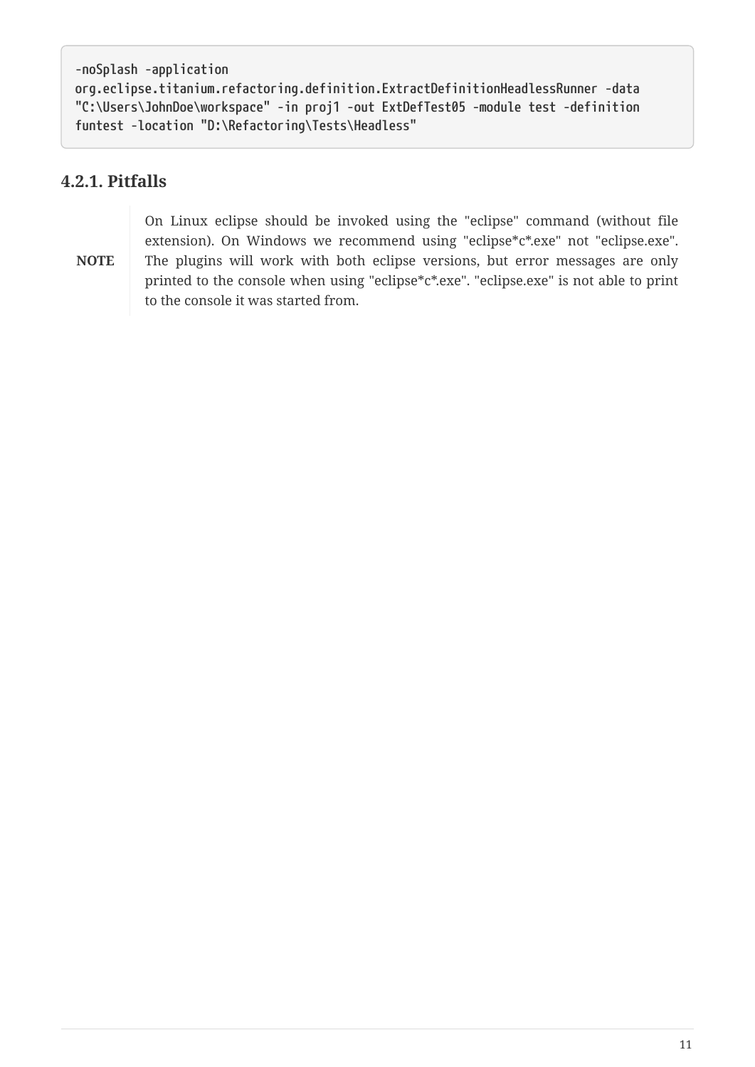```
-noSplash -application
org.eclipse.titanium.refactoring.definition.ExtractDefinitionHeadlessRunner -data
"C:\Users\JohnDoe\workspace" -in proj1 -out ExtDefTest05 -module test -definition
funtest -location "D:\Refactoring\Tests\Headless"
```

### 4.2.1. Pitfalls

**NOTE**

On Linux eclipse should be invoked using the "eclipse" command (without file extension). On Windows we recommend using "eclipse*c*.exe" not "eclipse.exe". The plugins will work with both eclipse versions, but error messages are only printed to the console when using "eclipse*c*.exe". "eclipse.exe" is not able to print to the console it was started from.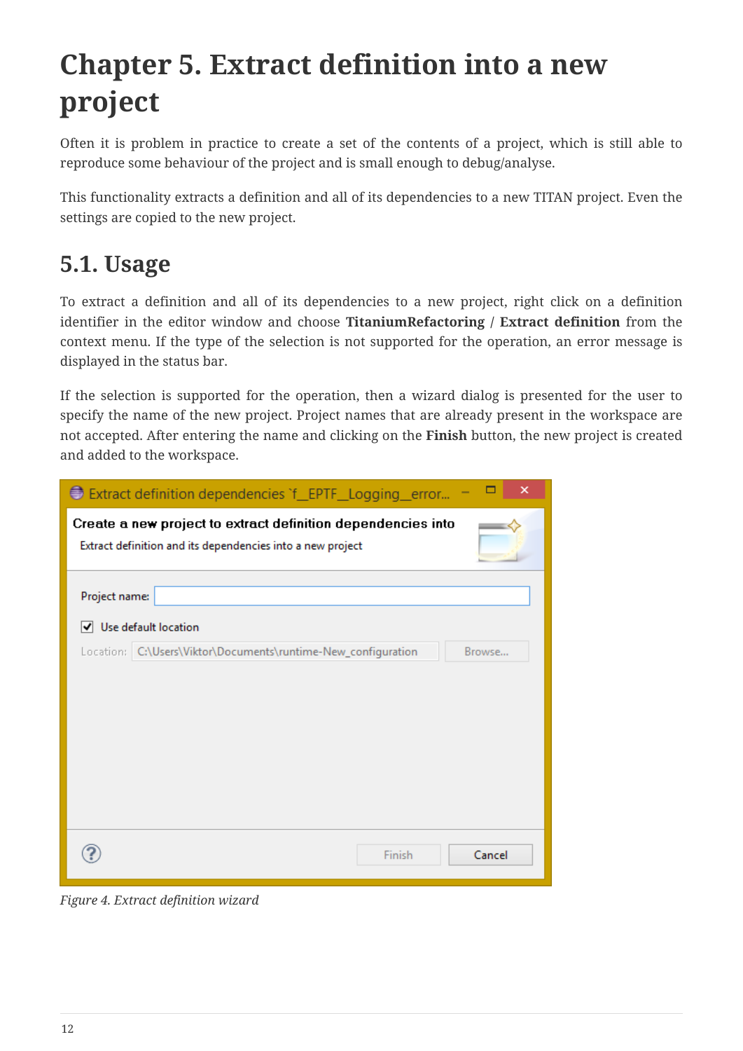# Chapter 5. Extract definition into a new project

Often it is problem in practice to create a set of the contents of a project, which is still able to reproduce some behaviour of the project and is small enough to debug/analyse.

This functionality extracts a definition and all of its dependencies to a new TITAN project. Even the settings are copied to the new project.

## 5.1. Usage

To extract a definition and all of its dependencies to a new project, right click on a definition identifier in the editor window and choose **TitaniumRefactoring** / **Extract definition** from the context menu. If the type of the selection is not supported for the operation, an error message is displayed in the status bar.

If the selection is supported for the operation, then a wizard dialog is presented for the user to specify the name of the new project. Project names that are already present in the workspace are not accepted. After entering the name and clicking on the **Finish** button, the new project is created and added to the workspace.

*Figure 4. Extract definition wizard*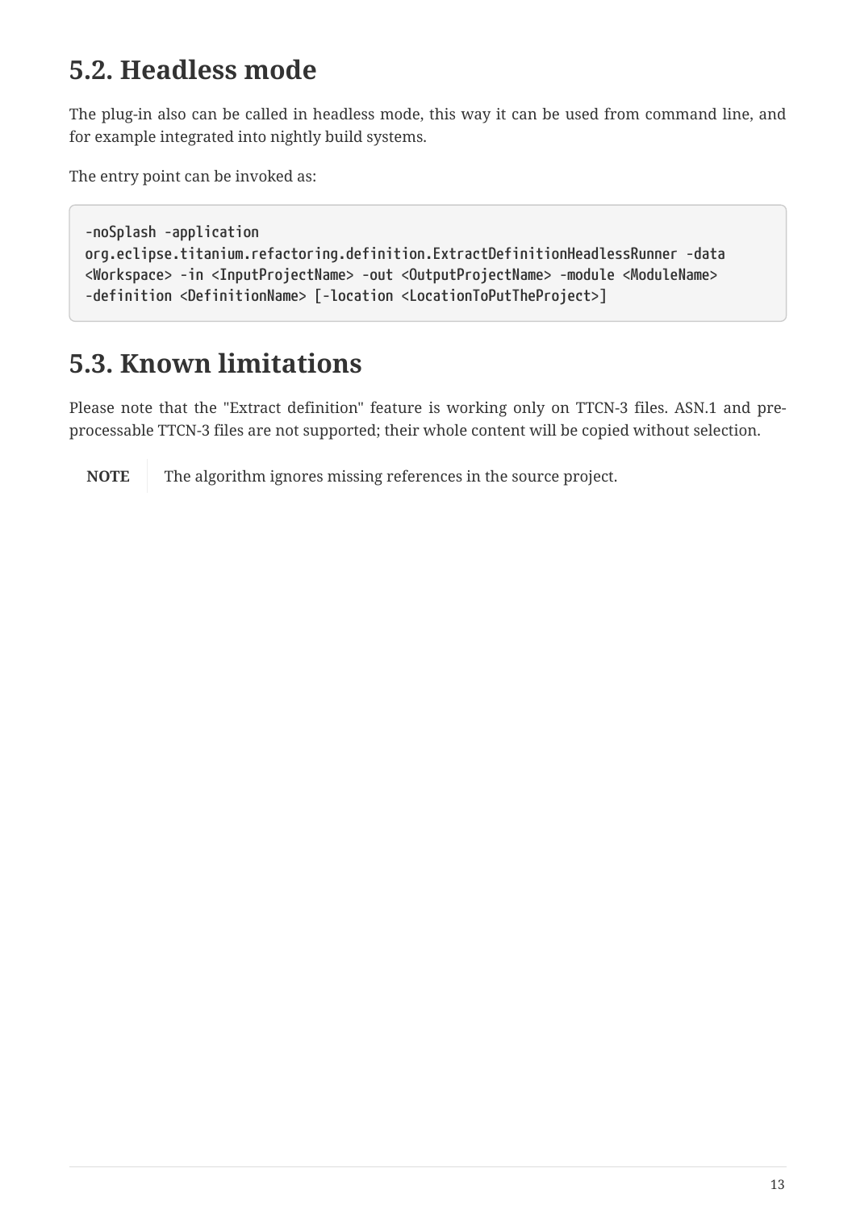## 5.2. Headless mode

The plug-in also can be called in headless mode, this way it can be used from command line, and for example integrated into nightly build systems.

The entry point can be invoked as:

```
-noSplash -application
org.eclipse.titanium.refactoring.definition.ExtractDefinitionHeadlessRunner -data
<Workspace> -in <InputProjectName> -out <OutputProjectName> -module <ModuleName>
-definition <DefinitionName> [-location <LocationToPutTheProject>]
```

## 5.3. Known limitations

Please note that the "Extract definition" feature is working only on TTCN-3 files. ASN.1 and pre-processable TTCN-3 files are not supported; their whole content will be copied without selection.

**NOTE** The algorithm ignores missing references in the source project.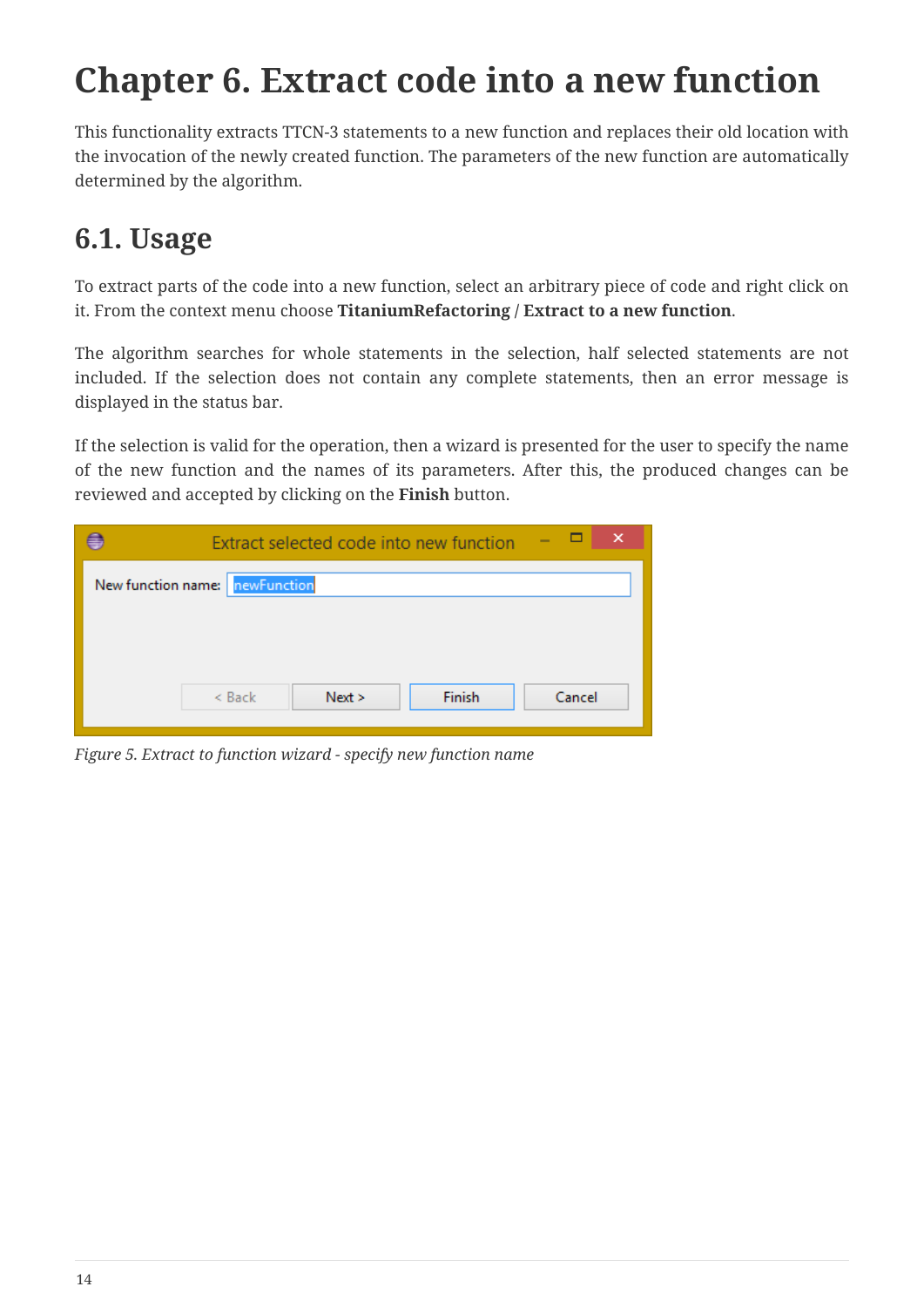# Chapter 6. Extract code into a new function

This functionality extracts TTCN-3 statements to a new function and replaces their old location with the invocation of the newly created function. The parameters of the new function are automatically determined by the algorithm.

## 6.1. Usage

To extract parts of the code into a new function, select an arbitrary piece of code and right click on it. From the context menu choose **TitaniumRefactoring / Extract to a new function**.

The algorithm searches for whole statements in the selection, half selected statements are not included. If the selection does not contain any complete statements, then an error message is displayed in the status bar.

If the selection is valid for the operation, then a wizard is presented for the user to specify the name of the new function and the names of its parameters. After this, the produced changes can be reviewed and accepted by clicking on the **Finish** button.

*Figure 5. Extract to function wizard - specify new function name*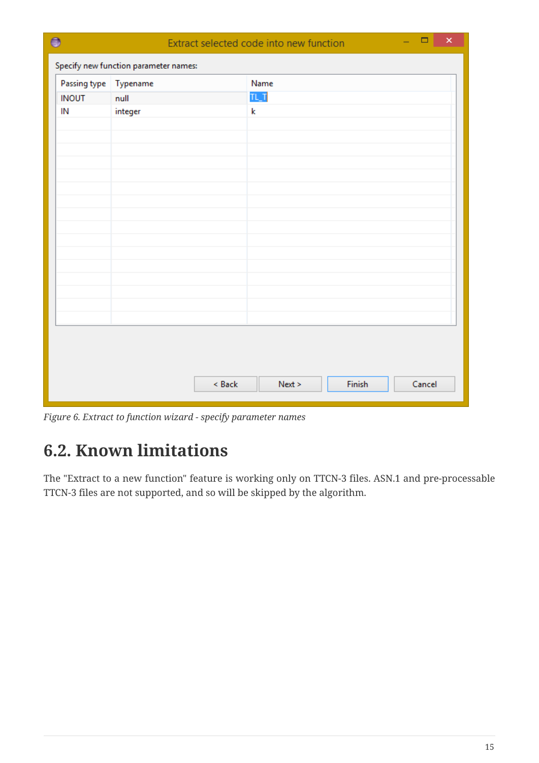*Figure 6. Extract to function wizard - specify parameter names*

## 6.2. Known limitations

The "Extract to a new function" feature is working only on TTCN-3 files. ASN.1 and pre-processable TTCN-3 files are not supported, and so will be skipped by the algorithm.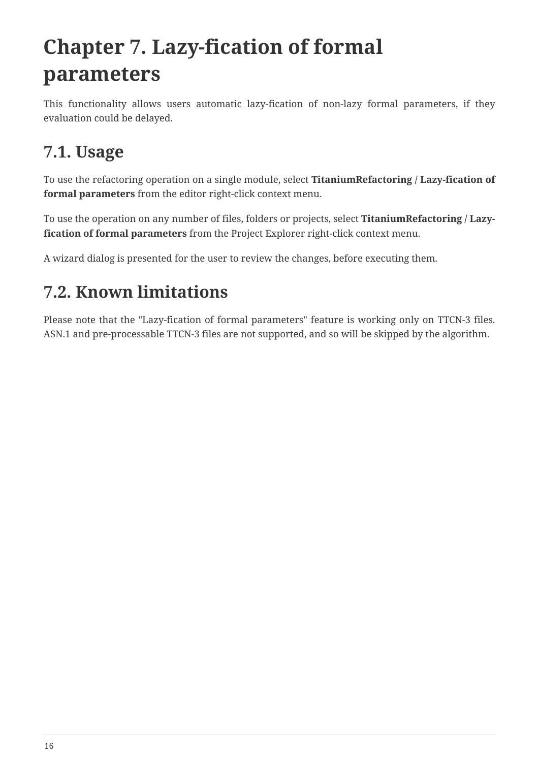# Chapter 7. Lazy-fication of formal parameters

This functionality allows users automatic lazy-fication of non-lazy formal parameters, if they evaluation could be delayed.

## 7.1. Usage

To use the refactoring operation on a single module, select **TitaniumRefactoring / Lazy-fication of formal parameters** from the editor right-click context menu.

To use the operation on any number of files, folders or projects, select **TitaniumRefactoring / Lazy-fication of formal parameters** from the Project Explorer right-click context menu.

A wizard dialog is presented for the user to review the changes, before executing them.

## 7.2. Known limitations

Please note that the "Lazy-fication of formal parameters" feature is working only on TTCN-3 files. ASN.1 and pre-processable TTCN-3 files are not supported, and so will be skipped by the algorithm.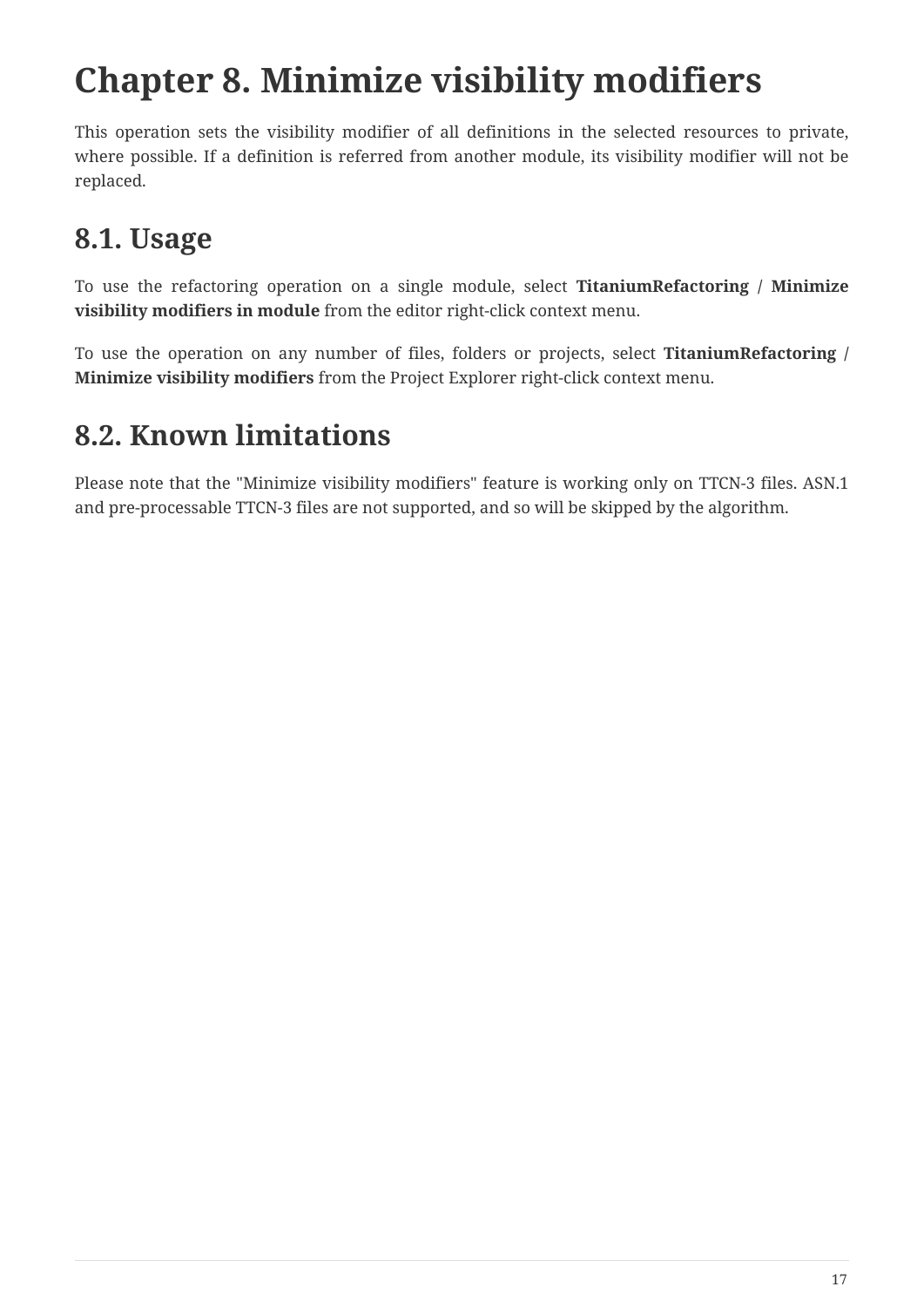# Chapter 8. Minimize visibility modifiers

This operation sets the visibility modifier of all definitions in the selected resources to private, where possible. If a definition is referred from another module, its visibility modifier will not be replaced.

## 8.1. Usage

To use the refactoring operation on a single module, select **TitaniumRefactoring / Minimize visibility modifiers in module** from the editor right-click context menu.

To use the operation on any number of files, folders or projects, select **TitaniumRefactoring / Minimize visibility modifiers** from the Project Explorer right-click context menu.

## 8.2. Known limitations

Please note that the "Minimize visibility modifiers" feature is working only on TTCN-3 files. ASN.1 and pre-processable TTCN-3 files are not supported, and so will be skipped by the algorithm.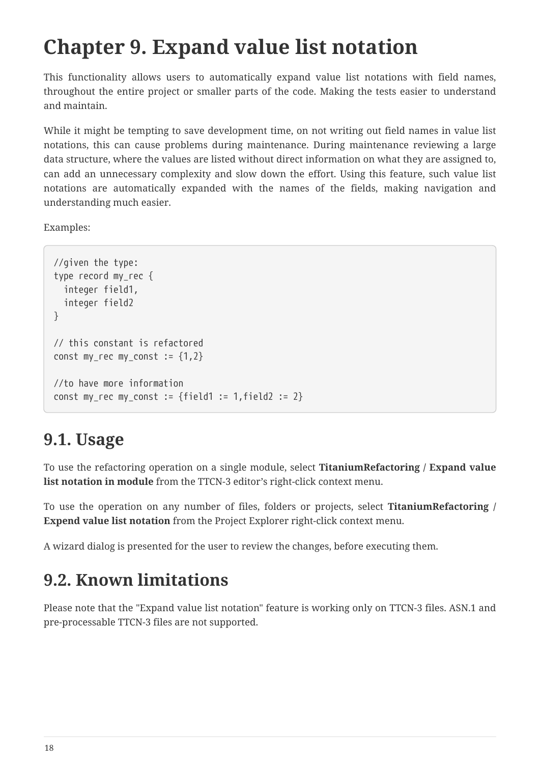# Chapter 9. Expand value list notation

This functionality allows users to automatically expand value list notations with field names, throughout the entire project or smaller parts of the code. Making the tests easier to understand and maintain.

While it might be tempting to save development time, on not writing out field names in value list notations, this can cause problems during maintenance. During maintenance reviewing a large data structure, where the values are listed without direct information on what they are assigned to, can add an unnecessary complexity and slow down the effort. Using this feature, such value list notations are automatically expanded with the names of the fields, making navigation and understanding much easier.

Examples:

```
//given the type:
type record my_rec {
  integer field1,
  integer field2
}

// this constant is refactored
const my_rec my_const := {1,2}

//to have more information
const my_rec my_const := {field1 := 1,field2 := 2}
```

## 9.1. Usage

To use the refactoring operation on a single module, select **TitaniumRefactoring / Expand value list notation in module** from the TTCN-3 editor's right-click context menu.

To use the operation on any number of files, folders or projects, select **TitaniumRefactoring / Expend value list notation** from the Project Explorer right-click context menu.

A wizard dialog is presented for the user to review the changes, before executing them.

## 9.2. Known limitations

Please note that the "Expand value list notation" feature is working only on TTCN-3 files. ASN.1 and pre-processable TTCN-3 files are not supported.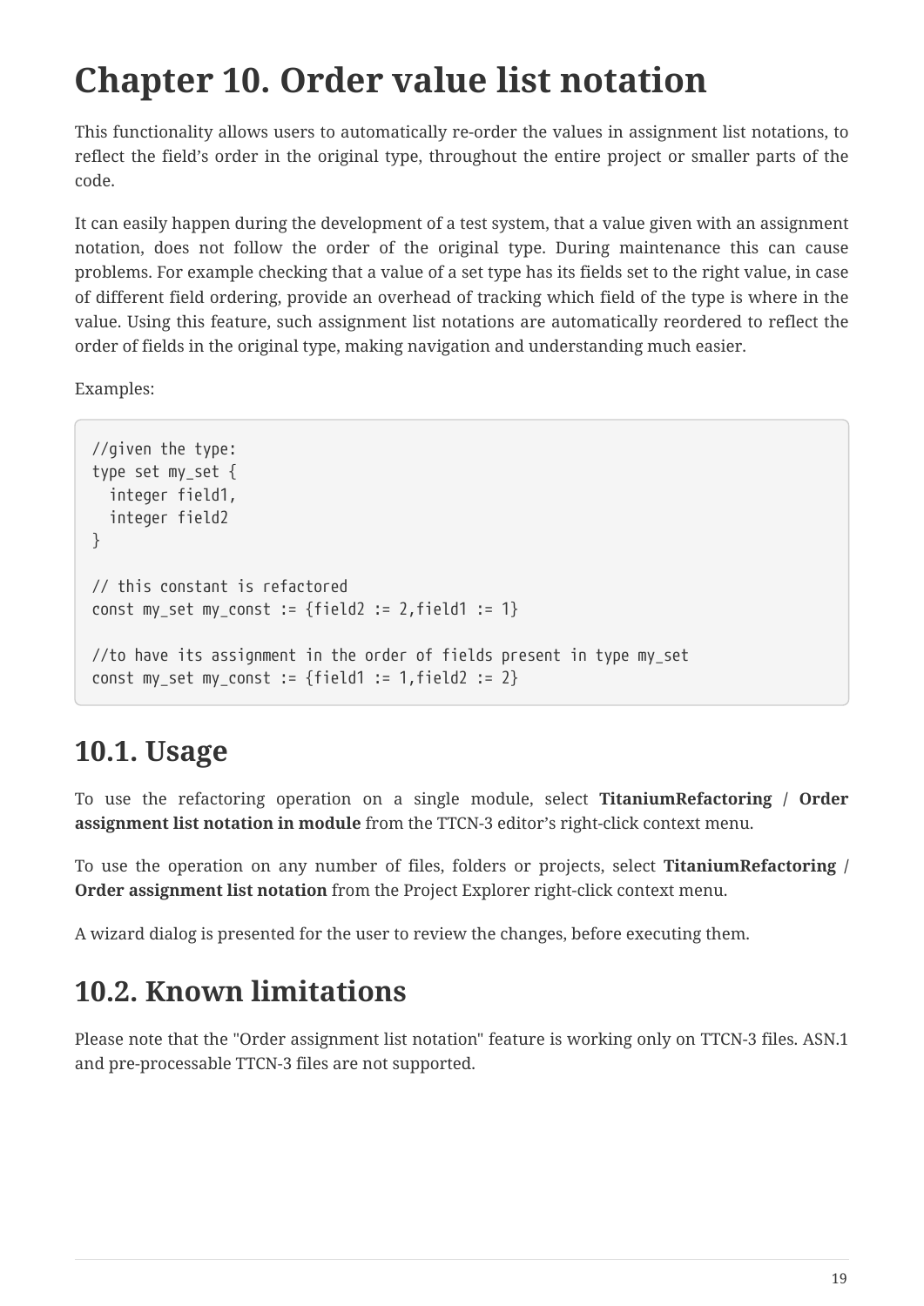# Chapter 10. Order value list notation

This functionality allows users to automatically re-order the values in assignment list notations, to reflect the field's order in the original type, throughout the entire project or smaller parts of the code.

It can easily happen during the development of a test system, that a value given with an assignment notation, does not follow the order of the original type. During maintenance this can cause problems. For example checking that a value of a set type has its fields set to the right value, in case of different field ordering, provide an overhead of tracking which field of the type is where in the value. Using this feature, such assignment list notations are automatically reordered to reflect the order of fields in the original type, making navigation and understanding much easier.

Examples:

```
//given the type:
type set my_set {
  integer field1,
  integer field2
}

// this constant is refactored
const my_set my_const := {field2 := 2,field1 := 1}

//to have its assignment in the order of fields present in type my_set
const my_set my_const := {field1 := 1,field2 := 2}
```

## 10.1. Usage

To use the refactoring operation on a single module, select **TitaniumRefactoring / Order assignment list notation in module** from the TTCN-3 editor's right-click context menu.

To use the operation on any number of files, folders or projects, select **TitaniumRefactoring / Order assignment list notation** from the Project Explorer right-click context menu.

A wizard dialog is presented for the user to review the changes, before executing them.

## 10.2. Known limitations

Please note that the "Order assignment list notation" feature is working only on TTCN-3 files. ASN.1 and pre-processable TTCN-3 files are not supported.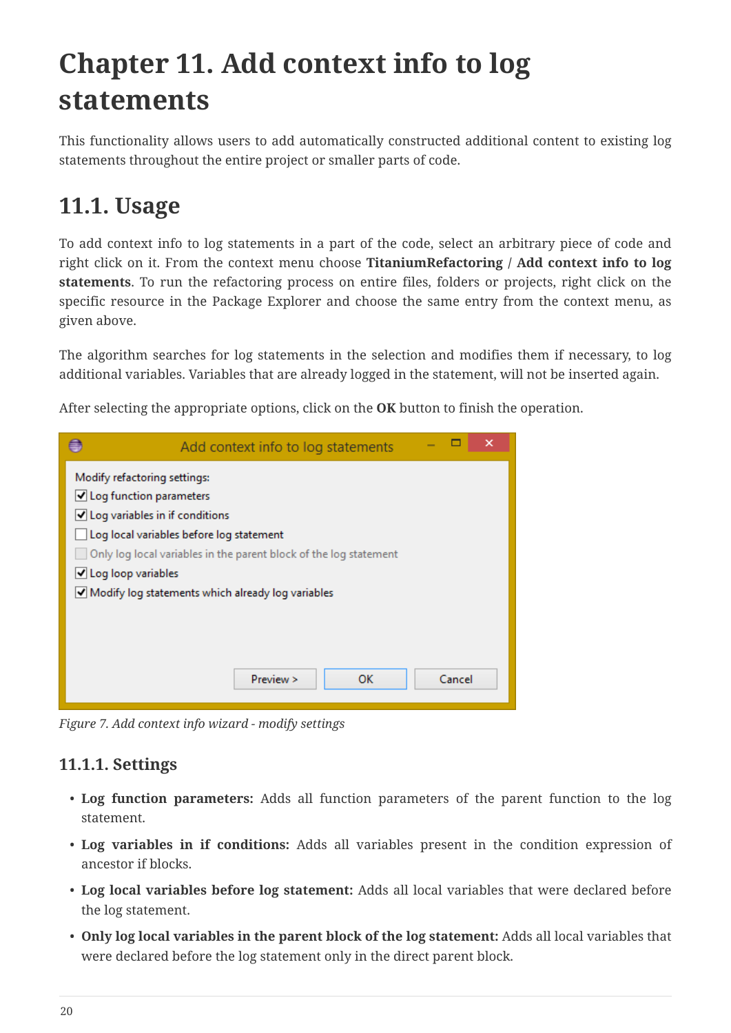# Chapter 11. Add context info to log statements

This functionality allows users to add automatically constructed additional content to existing log statements throughout the entire project or smaller parts of code.

## 11.1. Usage

To add context info to log statements in a part of the code, select an arbitrary piece of code and right click on it. From the context menu choose **TitaniumRefactoring** / **Add context info to log statements**. To run the refactoring process on entire files, folders or projects, right click on the specific resource in the Package Explorer and choose the same entry from the context menu, as given above.

The algorithm searches for log statements in the selection and modifies them if necessary, to log additional variables. Variables that are already logged in the statement, will not be inserted again.

After selecting the appropriate options, click on the **OK** button to finish the operation.

*Figure 7. Add context info wizard - modify settings*

### 11.1.1. Settings

- **Log function parameters:** Adds all function parameters of the parent function to the log statement.
- **Log variables in if conditions:** Adds all variables present in the condition expression of ancestor if blocks.
- **Log local variables before log statement:** Adds all local variables that were declared before the log statement.
- **Only log local variables in the parent block of the log statement:** Adds all local variables that were declared before the log statement only in the direct parent block.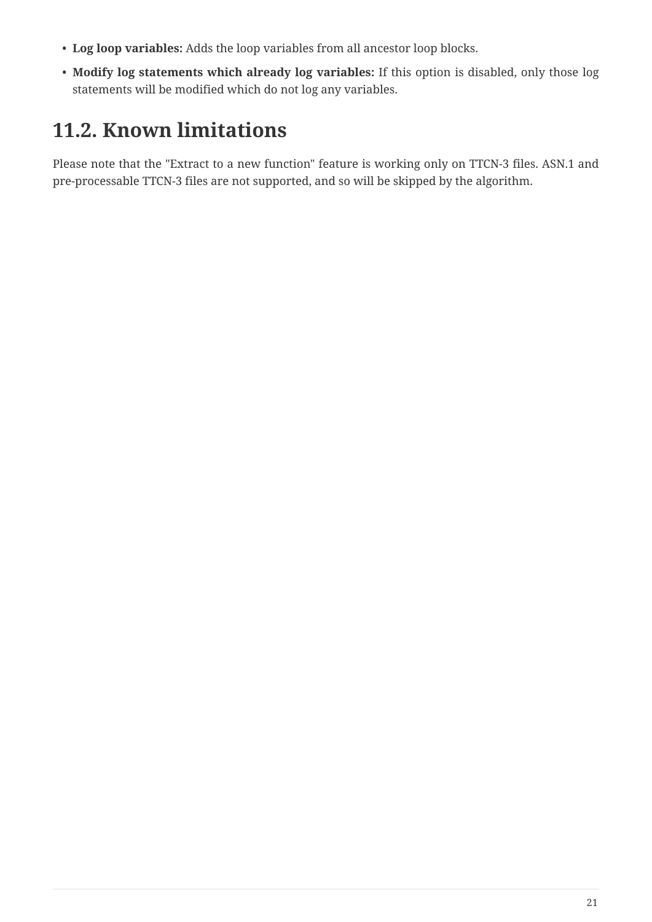- **Log loop variables:** Adds the loop variables from all ancestor loop blocks.
- **Modify log statements which already log variables:** If this option is disabled, only those log statements will be modified which do not log any variables.

## 11.2. Known limitations

Please note that the "Extract to a new function" feature is working only on TTCN-3 files. ASN.1 and pre-processable TTCN-3 files are not supported, and so will be skipped by the algorithm.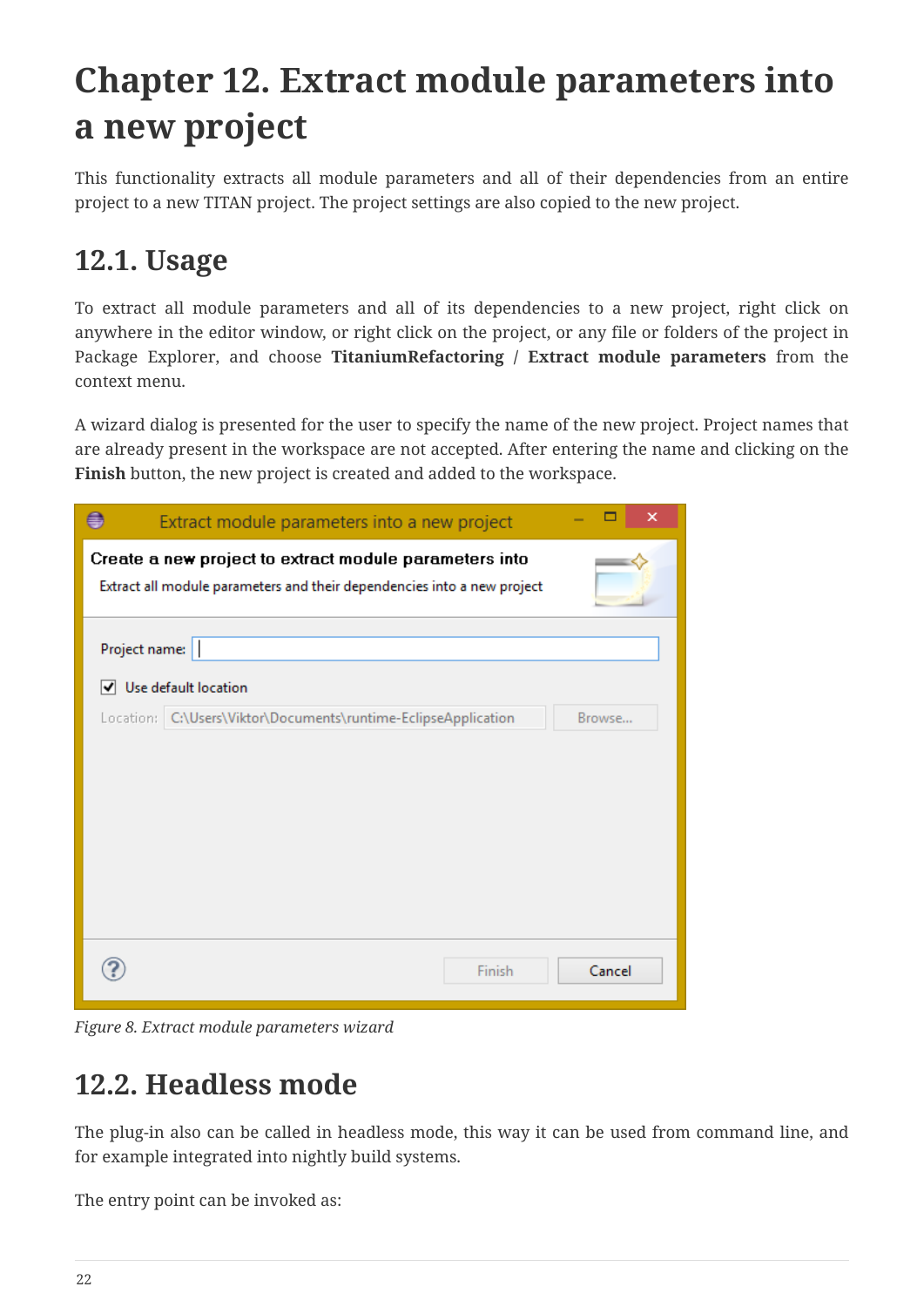# Chapter 12. Extract module parameters into a new project

This functionality extracts all module parameters and all of their dependencies from an entire project to a new TITAN project. The project settings are also copied to the new project.

## 12.1. Usage

To extract all module parameters and all of its dependencies to a new project, right click on anywhere in the editor window, or right click on the project, or any file or folders of the project in Package Explorer, and choose **TitaniumRefactoring / Extract module parameters** from the context menu.

A wizard dialog is presented for the user to specify the name of the new project. Project names that are already present in the workspace are not accepted. After entering the name and clicking on the **Finish** button, the new project is created and added to the workspace.

*Figure 8. Extract module parameters wizard*

## 12.2. Headless mode

The plug-in also can be called in headless mode, this way it can be used from command line, and for example integrated into nightly build systems.

The entry point can be invoked as: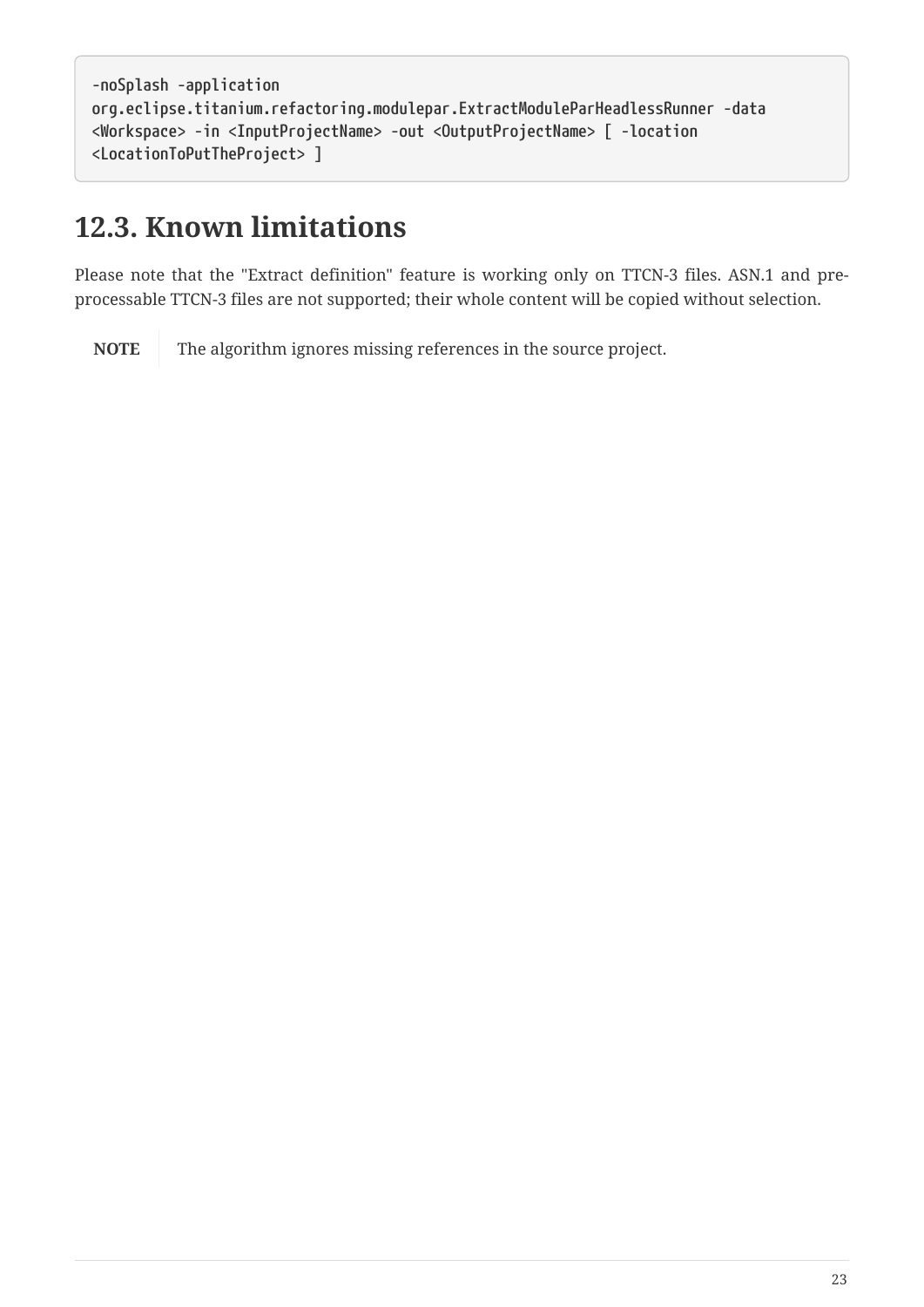```
-noSplash -application
org.eclipse.titanium.refactoring.modulepar.ExtractModuleParHeadlessRunner -data
<Workspace> -in <InputProjectName> -out <OutputProjectName> [ -location
<LocationToPutTheProject> ]
```

## 12.3. Known limitations

Please note that the "Extract definition" feature is working only on TTCN-3 files. ASN.1 and pre-processable TTCN-3 files are not supported; their whole content will be copied without selection.

**NOTE** The algorithm ignores missing references in the source project.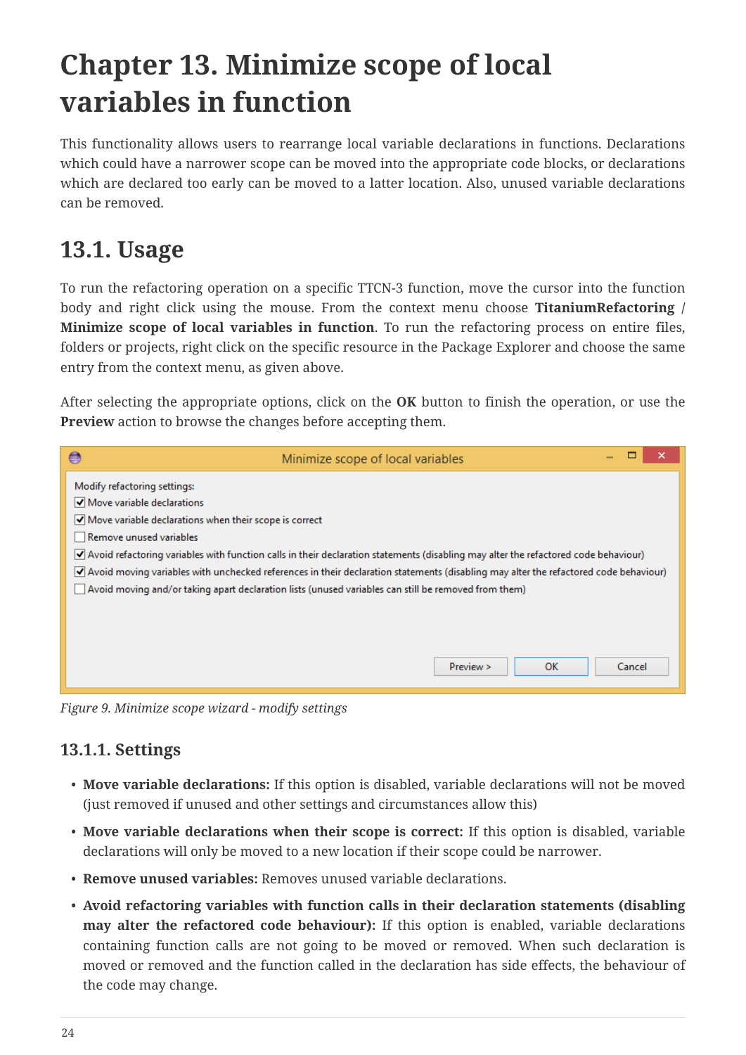# Chapter 13. Minimize scope of local variables in function

This functionality allows users to rearrange local variable declarations in functions. Declarations which could have a narrower scope can be moved into the appropriate code blocks, or declarations which are declared too early can be moved to a latter location. Also, unused variable declarations can be removed.

## 13.1. Usage

To run the refactoring operation on a specific TTCN-3 function, move the cursor into the function body and right click using the mouse. From the context menu choose **TitaniumRefactoring / Minimize scope of local variables in function**. To run the refactoring process on entire files, folders or projects, right click on the specific resource in the Package Explorer and choose the same entry from the context menu, as given above.

After selecting the appropriate options, click on the **OK** button to finish the operation, or use the **Preview** action to browse the changes before accepting them.

*Figure 9. Minimize scope wizard - modify settings*

### 13.1.1. Settings

- **Move variable declarations:** If this option is disabled, variable declarations will not be moved (just removed if unused and other settings and circumstances allow this)
- **Move variable declarations when their scope is correct:** If this option is disabled, variable declarations will only be moved to a new location if their scope could be narrower.
- **Remove unused variables:** Removes unused variable declarations.
- **Avoid refactoring variables with function calls in their declaration statements (disabling may alter the refactored code behaviour):** If this option is enabled, variable declarations containing function calls are not going to be moved or removed. When such declaration is moved or removed and the function called in the declaration has side effects, the behaviour of the code may change.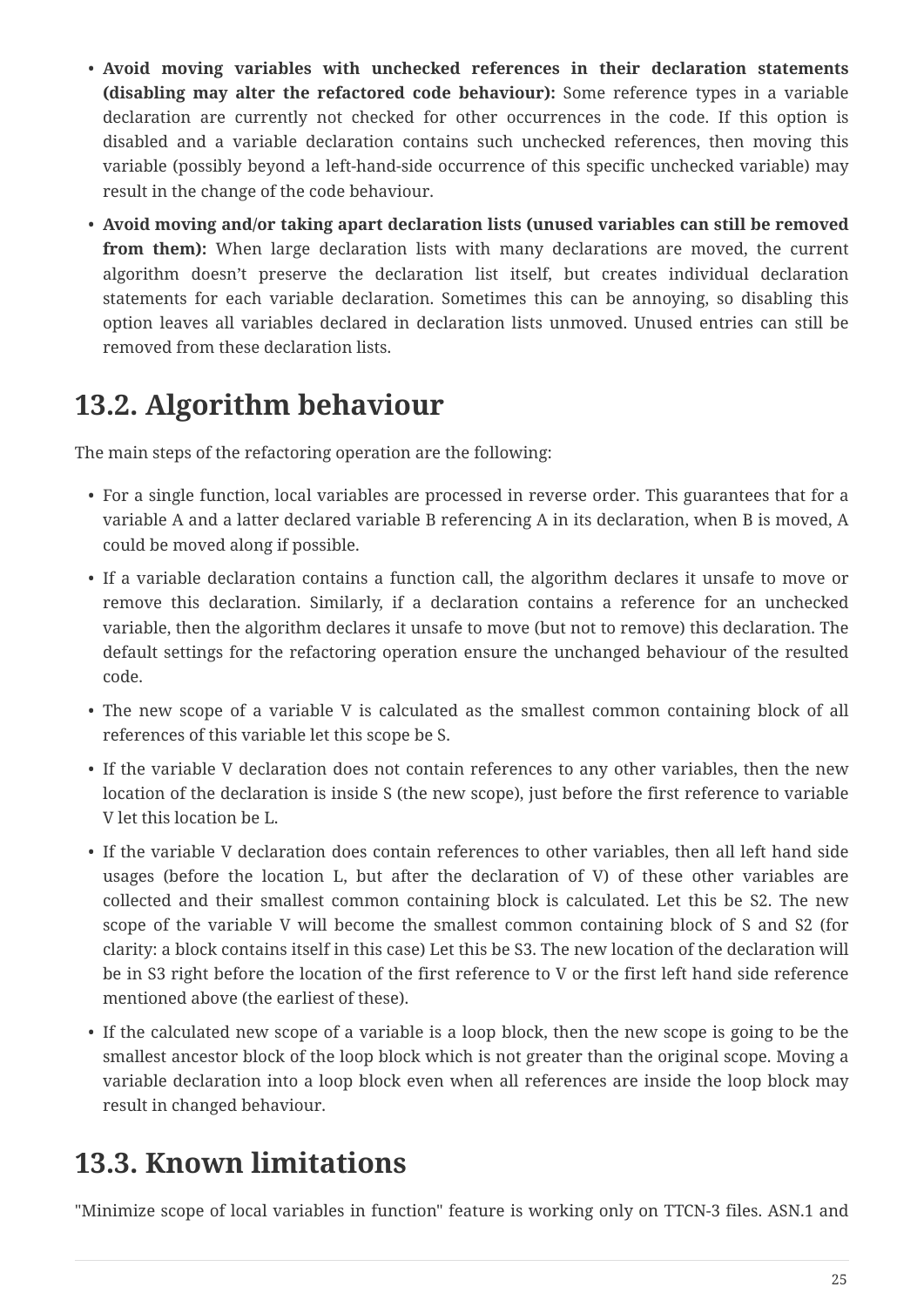- **Avoid moving variables with unchecked references in their declaration statements (disabling may alter the refactored code behaviour):** Some reference types in a variable declaration are currently not checked for other occurrences in the code. If this option is disabled and a variable declaration contains such unchecked references, then moving this variable (possibly beyond a left-hand-side occurrence of this specific unchecked variable) may result in the change of the code behaviour.
- **Avoid moving and/or taking apart declaration lists (unused variables can still be removed from them):** When large declaration lists with many declarations are moved, the current algorithm doesn't preserve the declaration list itself, but creates individual declaration statements for each variable declaration. Sometimes this can be annoying, so disabling this option leaves all variables declared in declaration lists unmoved. Unused entries can still be removed from these declaration lists.

## 13.2. Algorithm behaviour

The main steps of the refactoring operation are the following:

- For a single function, local variables are processed in reverse order. This guarantees that for a variable A and a latter declared variable B referencing A in its declaration, when B is moved, A could be moved along if possible.
- If a variable declaration contains a function call, the algorithm declares it unsafe to move or remove this declaration. Similarly, if a declaration contains a reference for an unchecked variable, then the algorithm declares it unsafe to move (but not to remove) this declaration. The default settings for the refactoring operation ensure the unchanged behaviour of the resulted code.
- The new scope of a variable V is calculated as the smallest common containing block of all references of this variable let this scope be S.
- If the variable V declaration does not contain references to any other variables, then the new location of the declaration is inside S (the new scope), just before the first reference to variable V let this location be L.
- If the variable V declaration does contain references to other variables, then all left hand side usages (before the location L, but after the declaration of V) of these other variables are collected and their smallest common containing block is calculated. Let this be S2. The new scope of the variable V will become the smallest common containing block of S and S2 (for clarity: a block contains itself in this case) Let this be S3. The new location of the declaration will be in S3 right before the location of the first reference to V or the first left hand side reference mentioned above (the earliest of these).
- If the calculated new scope of a variable is a loop block, then the new scope is going to be the smallest ancestor block of the loop block which is not greater than the original scope. Moving a variable declaration into a loop block even when all references are inside the loop block may result in changed behaviour.

## 13.3. Known limitations

"Minimize scope of local variables in function" feature is working only on TTCN-3 files. ASN.1 and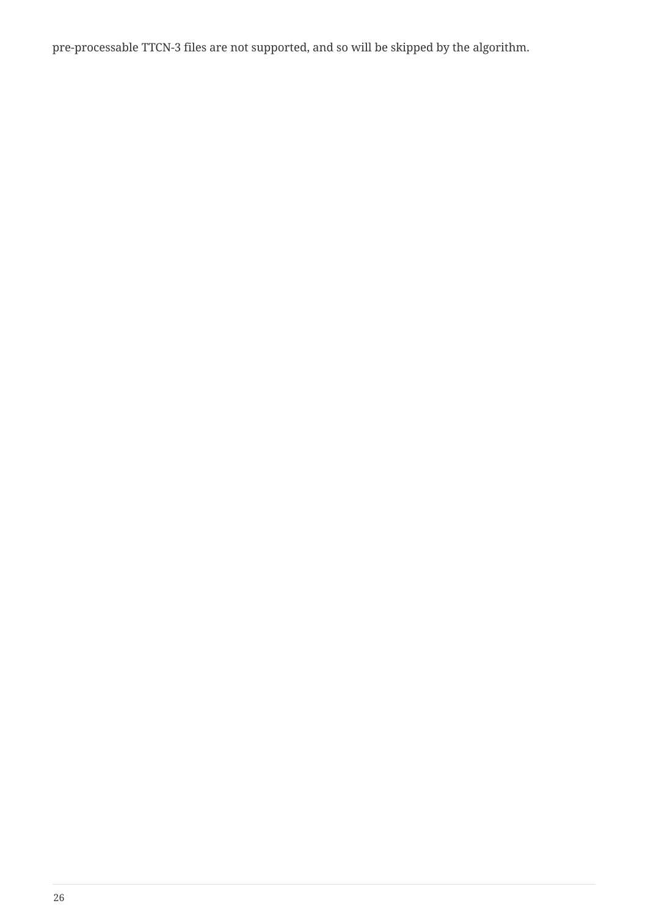pre-processable TTCN-3 files are not supported, and so will be skipped by the algorithm.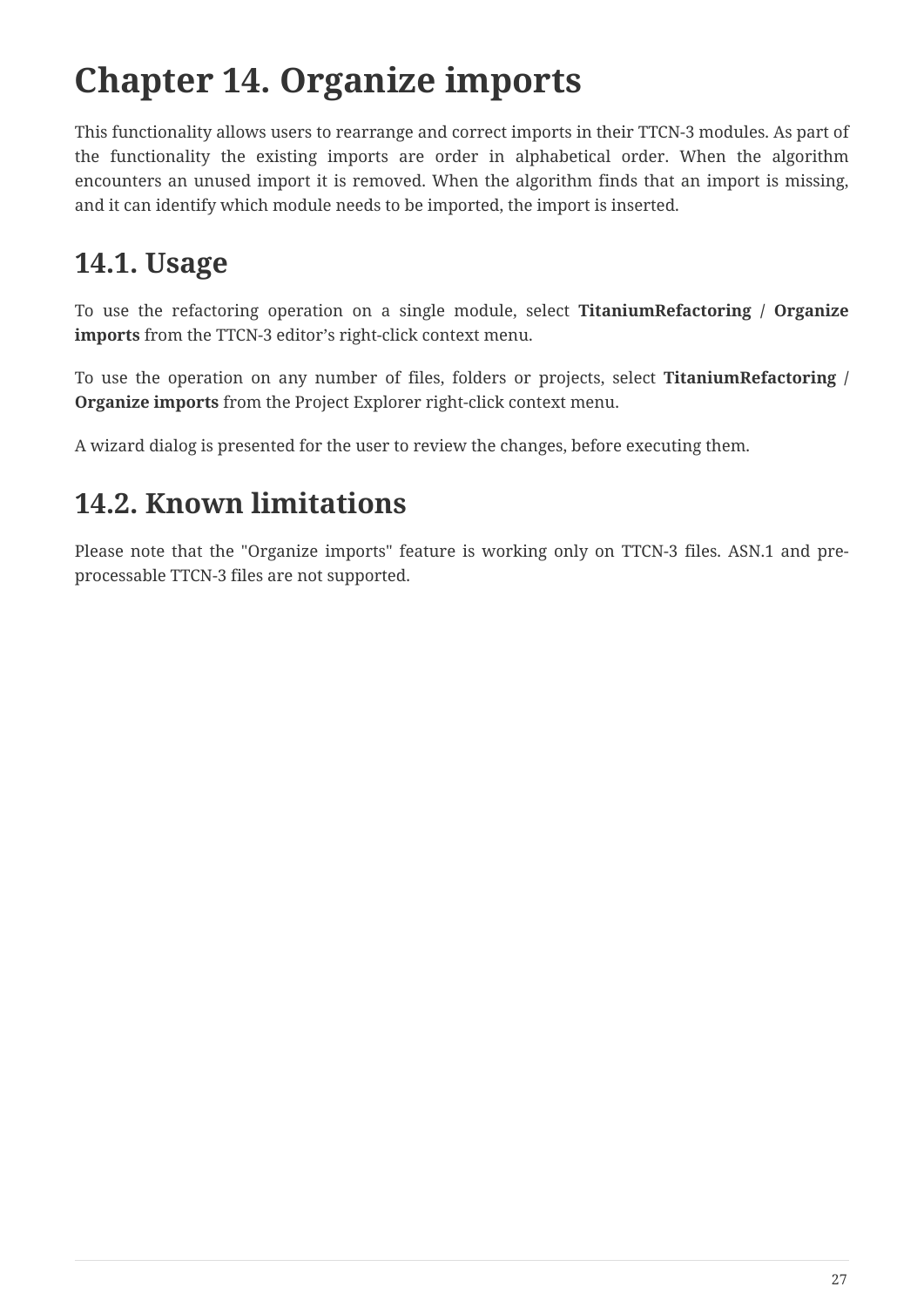# Chapter 14. Organize imports

This functionality allows users to rearrange and correct imports in their TTCN-3 modules. As part of the functionality the existing imports are order in alphabetical order. When the algorithm encounters an unused import it is removed. When the algorithm finds that an import is missing, and it can identify which module needs to be imported, the import is inserted.

## 14.1. Usage

To use the refactoring operation on a single module, select **TitaniumRefactoring / Organize imports** from the TTCN-3 editor's right-click context menu.

To use the operation on any number of files, folders or projects, select **TitaniumRefactoring / Organize imports** from the Project Explorer right-click context menu.

A wizard dialog is presented for the user to review the changes, before executing them.

## 14.2. Known limitations

Please note that the "Organize imports" feature is working only on TTCN-3 files. ASN.1 and pre-processable TTCN-3 files are not supported.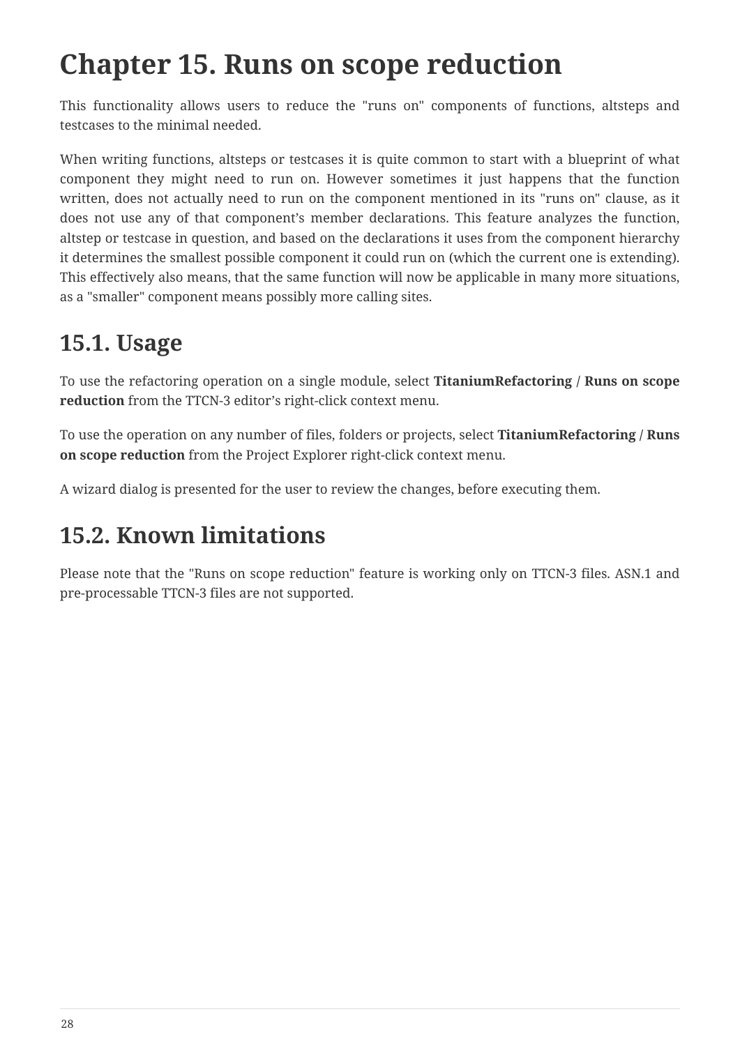# Chapter 15. Runs on scope reduction

This functionality allows users to reduce the "runs on" components of functions, altsteps and testcases to the minimal needed.

When writing functions, altsteps or testcases it is quite common to start with a blueprint of what component they might need to run on. However sometimes it just happens that the function written, does not actually need to run on the component mentioned in its "runs on" clause, as it does not use any of that component's member declarations. This feature analyzes the function, altstep or testcase in question, and based on the declarations it uses from the component hierarchy it determines the smallest possible component it could run on (which the current one is extending). This effectively also means, that the same function will now be applicable in many more situations, as a "smaller" component means possibly more calling sites.

## 15.1. Usage

To use the refactoring operation on a single module, select **TitaniumRefactoring / Runs on scope reduction** from the TTCN-3 editor's right-click context menu.

To use the operation on any number of files, folders or projects, select **TitaniumRefactoring / Runs on scope reduction** from the Project Explorer right-click context menu.

A wizard dialog is presented for the user to review the changes, before executing them.

## 15.2. Known limitations

Please note that the "Runs on scope reduction" feature is working only on TTCN-3 files. ASN.1 and pre-processable TTCN-3 files are not supported.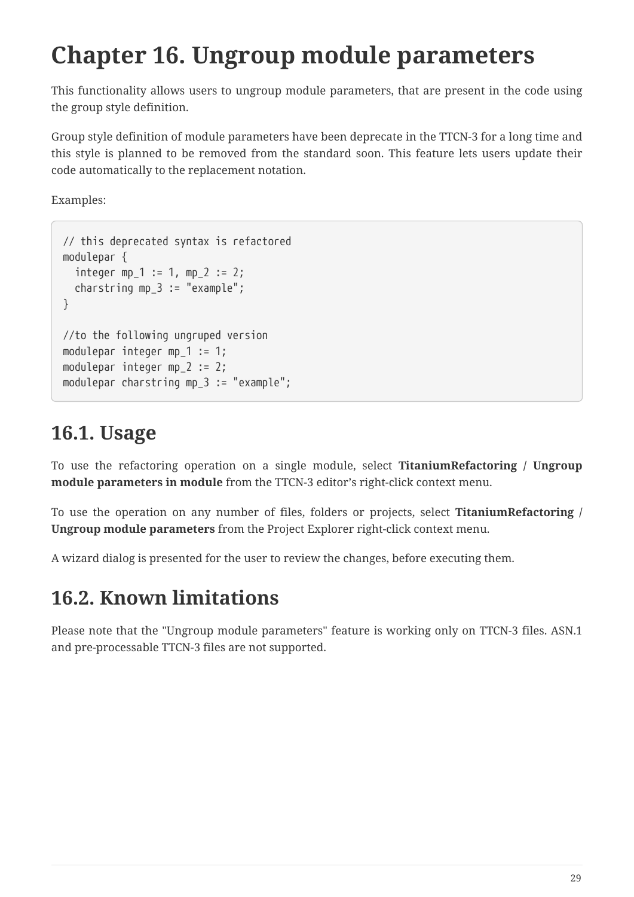# Chapter 16. Ungroup module parameters

This functionality allows users to ungroup module parameters, that are present in the code using the group style definition.

Group style definition of module parameters have been deprecate in the TTCN-3 for a long time and this style is planned to be removed from the standard soon. This feature lets users update their code automatically to the replacement notation.

Examples:

```
// this deprecated syntax is refactored
modulepar {
  integer mp_1 := 1, mp_2 := 2;
  charstring mp_3 := "example";
}

//to the following ungruped version
modulepar integer mp_1 := 1;
modulepar integer mp_2 := 2;
modulepar charstring mp_3 := "example";
```

## 16.1. Usage

To use the refactoring operation on a single module, select **TitaniumRefactoring / Ungroup module parameters in module** from the TTCN-3 editor's right-click context menu.

To use the operation on any number of files, folders or projects, select **TitaniumRefactoring / Ungroup module parameters** from the Project Explorer right-click context menu.

A wizard dialog is presented for the user to review the changes, before executing them.

## 16.2. Known limitations

Please note that the "Ungroup module parameters" feature is working only on TTCN-3 files. ASN.1 and pre-processable TTCN-3 files are not supported.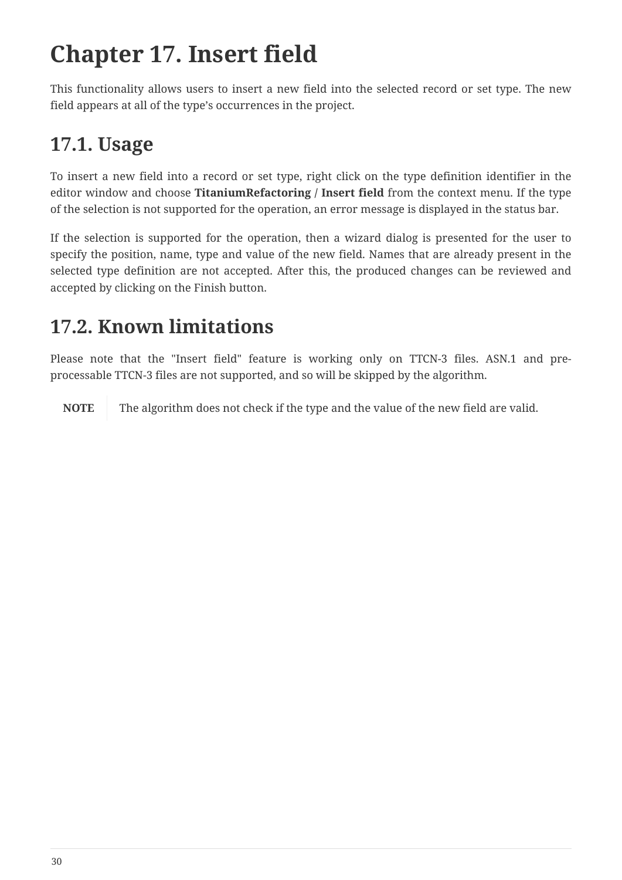# Chapter 17. Insert field

This functionality allows users to insert a new field into the selected record or set type. The new field appears at all of the type’s occurrences in the project.

## 17.1. Usage

To insert a new field into a record or set type, right click on the type definition identifier in the editor window and choose **TitaniumRefactoring / Insert field** from the context menu. If the type of the selection is not supported for the operation, an error message is displayed in the status bar.

If the selection is supported for the operation, then a wizard dialog is presented for the user to specify the position, name, type and value of the new field. Names that are already present in the selected type definition are not accepted. After this, the produced changes can be reviewed and accepted by clicking on the Finish button.

## 17.2. Known limitations

Please note that the "Insert field" feature is working only on TTCN-3 files. ASN.1 and pre-processable TTCN-3 files are not supported, and so will be skipped by the algorithm.

**NOTE** The algorithm does not check if the type and the value of the new field are valid.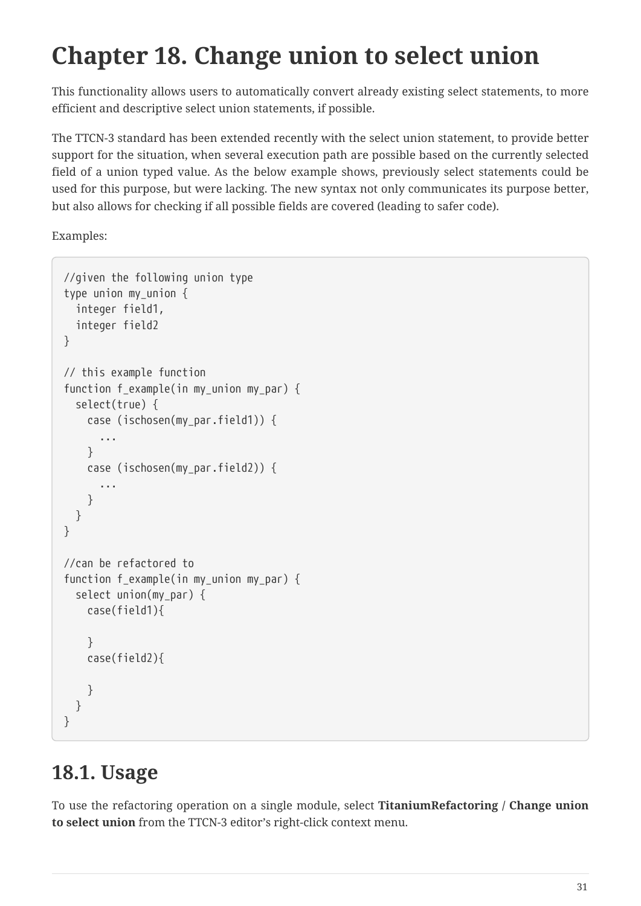# Chapter 18. Change union to select union

This functionality allows users to automatically convert already existing select statements, to more efficient and descriptive select union statements, if possible.

The TTCN-3 standard has been extended recently with the select union statement, to provide better support for the situation, when several execution path are possible based on the currently selected field of a union typed value. As the below example shows, previously select statements could be used for this purpose, but were lacking. The new syntax not only communicates its purpose better, but also allows for checking if all possible fields are covered (leading to safer code).

Examples:

```
//given the following union type
type union my_union {
  integer field1,
  integer field2
}

// this example function
function f_example(in my_union my_par) {
  select(true) {
    case (ischosen(my_par.field1)) {
      ...
    }
    case (ischosen(my_par.field2)) {
      ...
    }
  }
}

//can be refactored to
function f_example(in my_union my_par) {
  select union(my_par) {
    case(field1){

    }
    case(field2){

    }
  }
}
```

## 18.1. Usage

To use the refactoring operation on a single module, select **TitaniumRefactoring / Change union to select union** from the TTCN-3 editor's right-click context menu.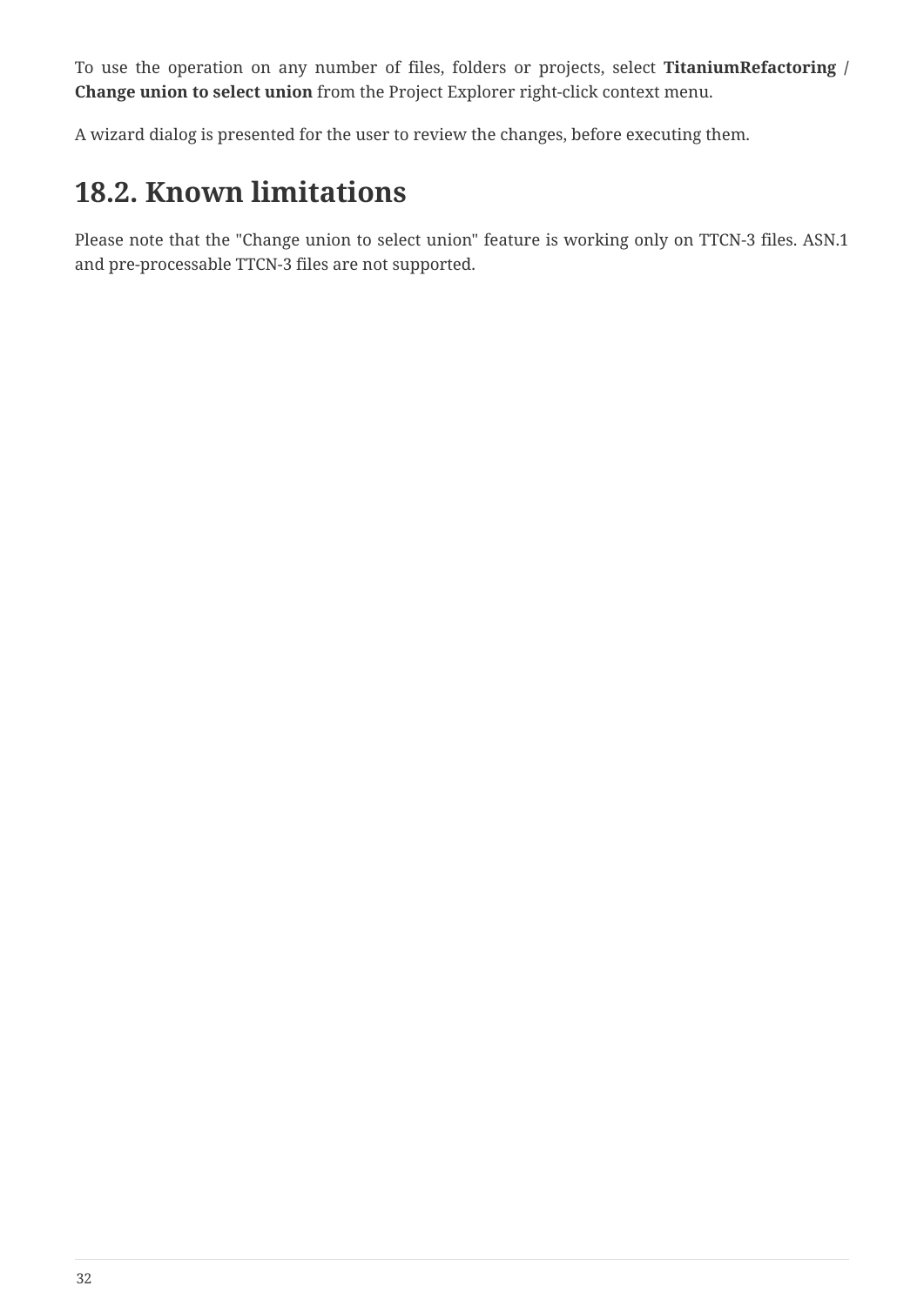To use the operation on any number of files, folders or projects, select **TitaniumRefactoring / Change union to select union** from the Project Explorer right-click context menu.

A wizard dialog is presented for the user to review the changes, before executing them.

## 18.2. Known limitations

Please note that the "Change union to select union" feature is working only on TTCN-3 files. ASN.1 and pre-processable TTCN-3 files are not supported.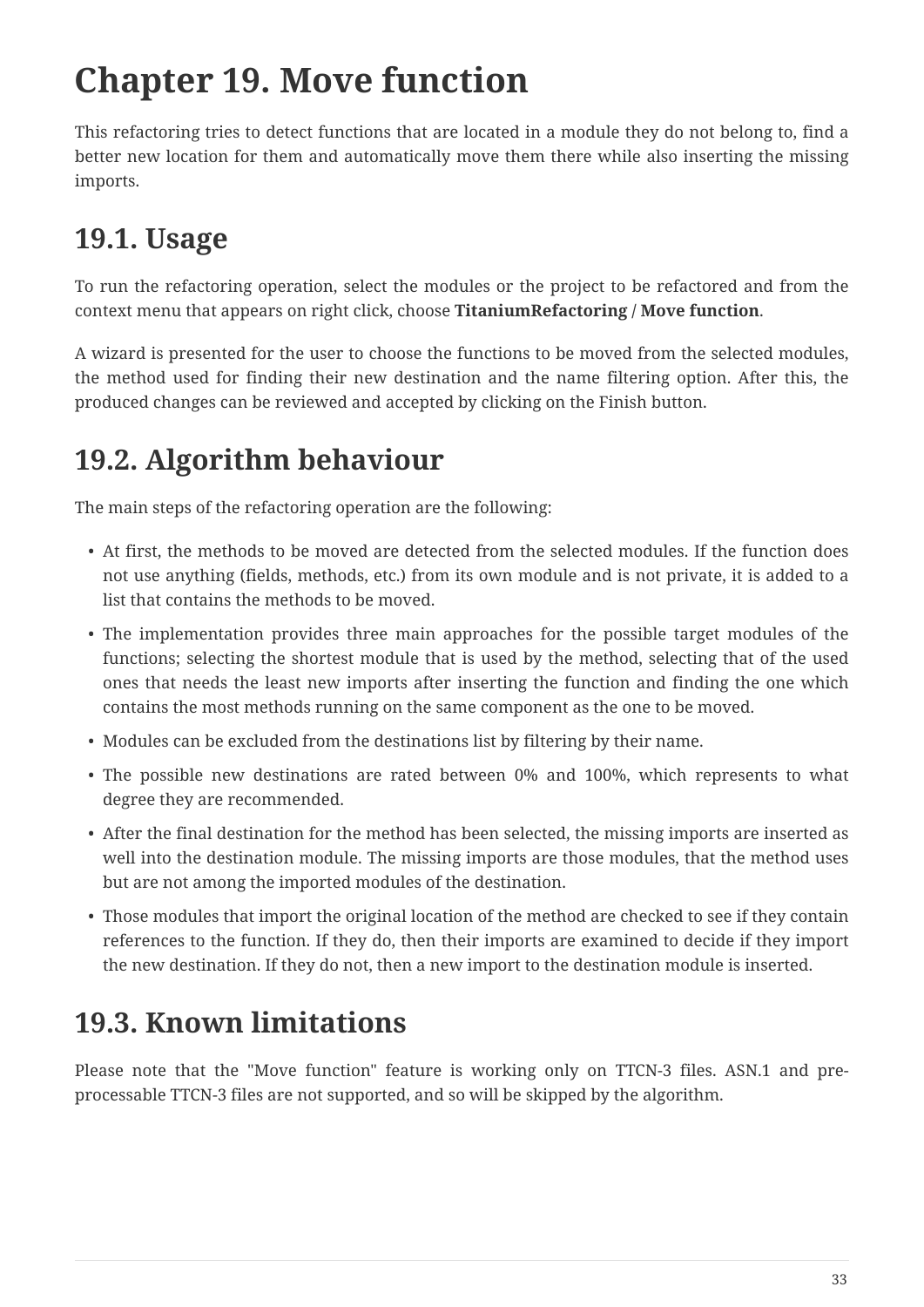# Chapter 19. Move function

This refactoring tries to detect functions that are located in a module they do not belong to, find a better new location for them and automatically move them there while also inserting the missing imports.

## 19.1. Usage

To run the refactoring operation, select the modules or the project to be refactored and from the context menu that appears on right click, choose **TitaniumRefactoring / Move function**.

A wizard is presented for the user to choose the functions to be moved from the selected modules, the method used for finding their new destination and the name filtering option. After this, the produced changes can be reviewed and accepted by clicking on the Finish button.

## 19.2. Algorithm behaviour

The main steps of the refactoring operation are the following:

- At first, the methods to be moved are detected from the selected modules. If the function does not use anything (fields, methods, etc.) from its own module and is not private, it is added to a list that contains the methods to be moved.
- The implementation provides three main approaches for the possible target modules of the functions; selecting the shortest module that is used by the method, selecting that of the used ones that needs the least new imports after inserting the function and finding the one which contains the most methods running on the same component as the one to be moved.
- Modules can be excluded from the destinations list by filtering by their name.
- The possible new destinations are rated between 0% and 100%, which represents to what degree they are recommended.
- After the final destination for the method has been selected, the missing imports are inserted as well into the destination module. The missing imports are those modules, that the method uses but are not among the imported modules of the destination.
- Those modules that import the original location of the method are checked to see if they contain references to the function. If they do, then their imports are examined to decide if they import the new destination. If they do not, then a new import to the destination module is inserted.

## 19.3. Known limitations

Please note that the "Move function" feature is working only on TTCN-3 files. ASN.1 and pre-processable TTCN-3 files are not supported, and so will be skipped by the algorithm.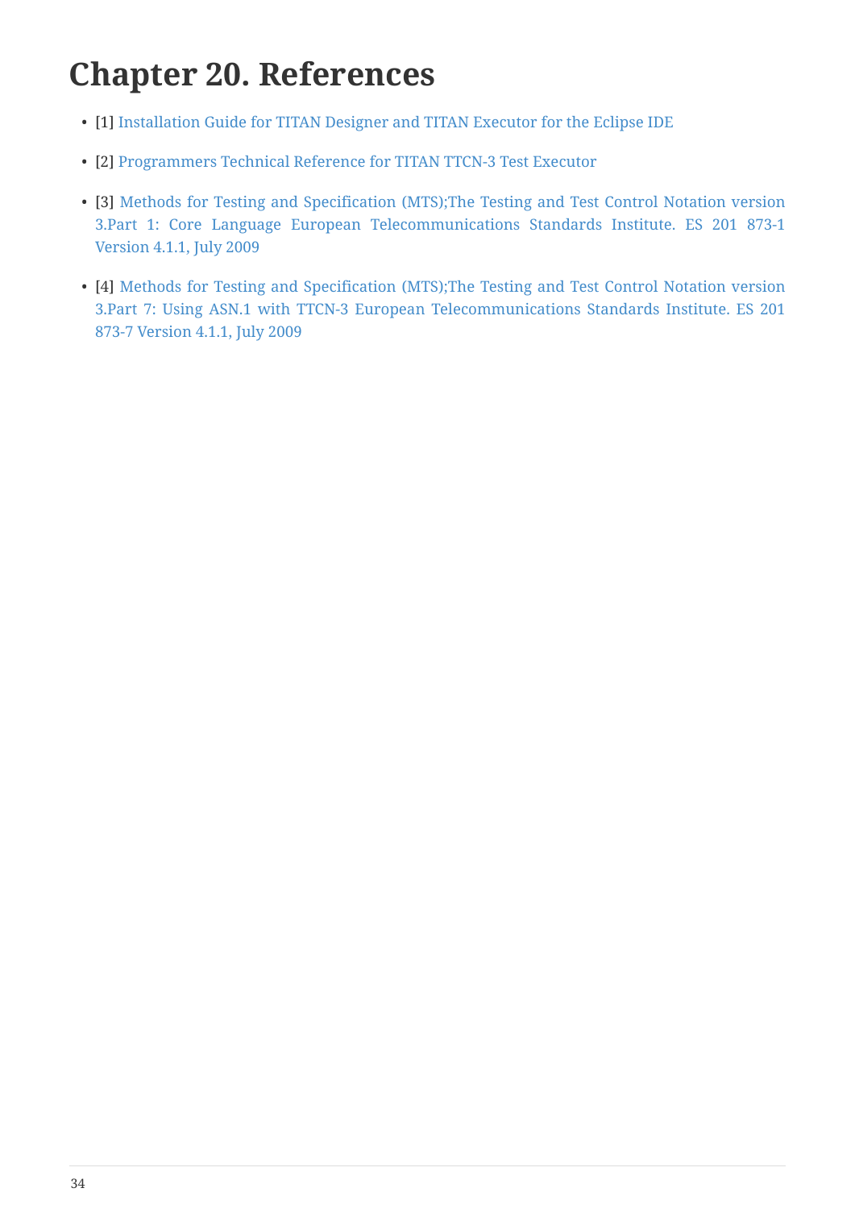# Chapter 20. References

- [1] Installation Guide for TITAN Designer and TITAN Executor for the Eclipse IDE
- [2] Programmers Technical Reference for TITAN TTCN-3 Test Executor
- [3] Methods for Testing and Specification (MTS);The Testing and Test Control Notation version 3.Part 1: Core Language European Telecommunications Standards Institute. ES 201 873-1 Version 4.1.1, July 2009
- [4] Methods for Testing and Specification (MTS);The Testing and Test Control Notation version 3.Part 7: Using ASN.1 with TTCN-3 European Telecommunications Standards Institute. ES 201 873-7 Version 4.1.1, July 2009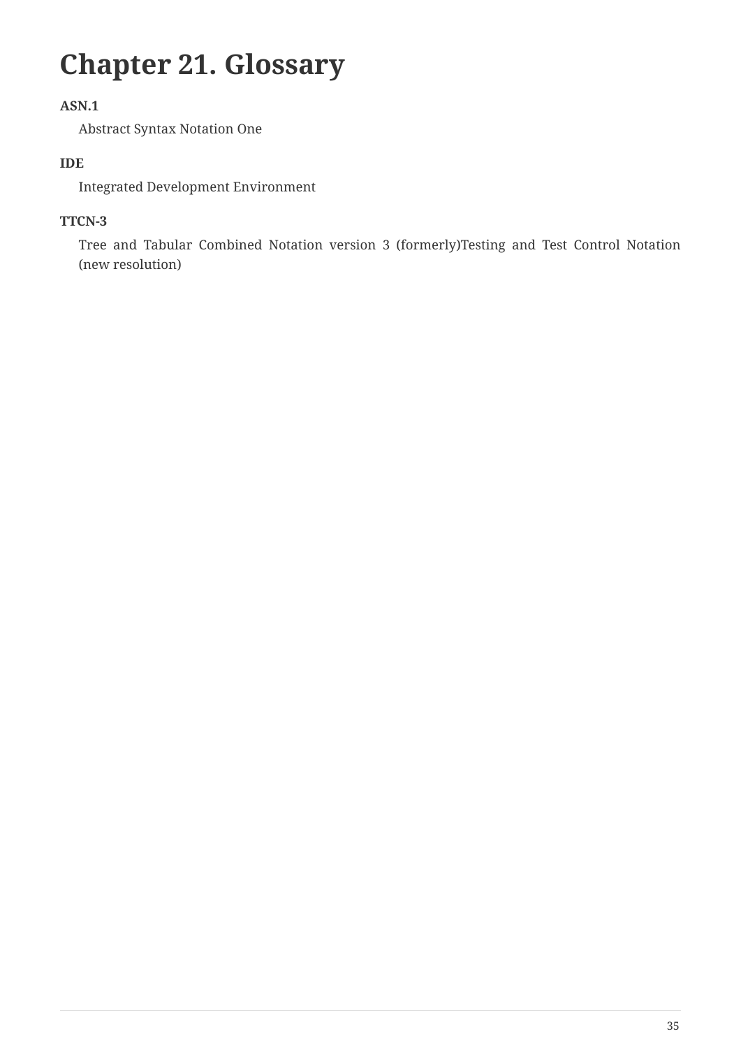# Chapter 21. Glossary

**ASN.1**

Abstract Syntax Notation One

**IDE**

Integrated Development Environment

**TTCN-3**

Tree and Tabular Combined Notation version 3 (formerly)Testing and Test Control Notation (new resolution)